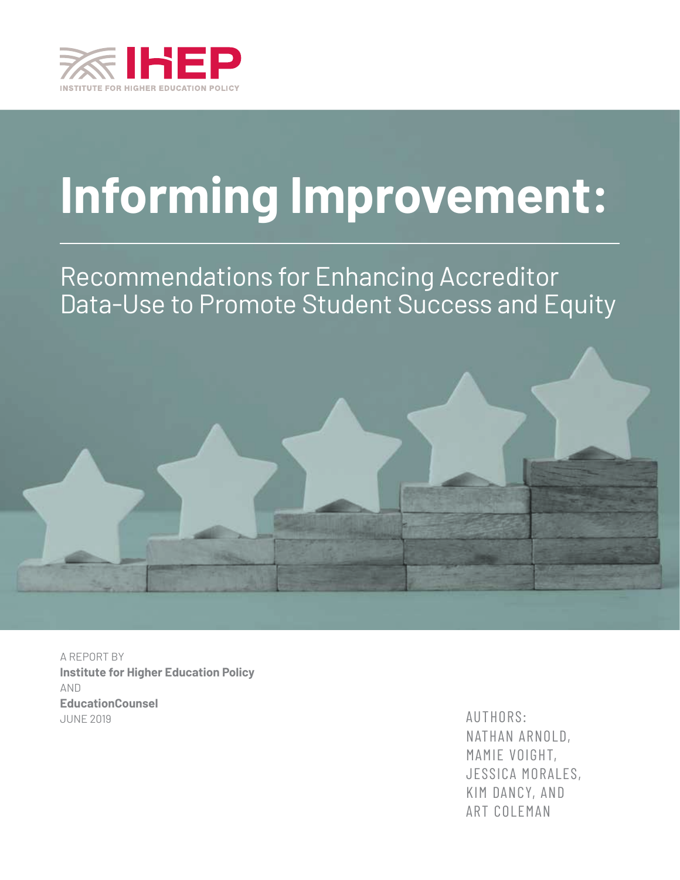IHEP

INSTITUTE FOR HIGHER EDUCATION POLICY

# Informing Improvement:

## Recommendations for Enhancing Accreditor Data-Use to Promote Student Success and Equity

A REPORT BY

**Institute for Higher Education Policy**

AND

**EducationCounsel**

JUNE 2019

AUTHORS:
NATHAN ARNOLD,
MAMIE VOIGHT,
JESSICA MORALES,
KIM DANCY, AND
ART COLEMAN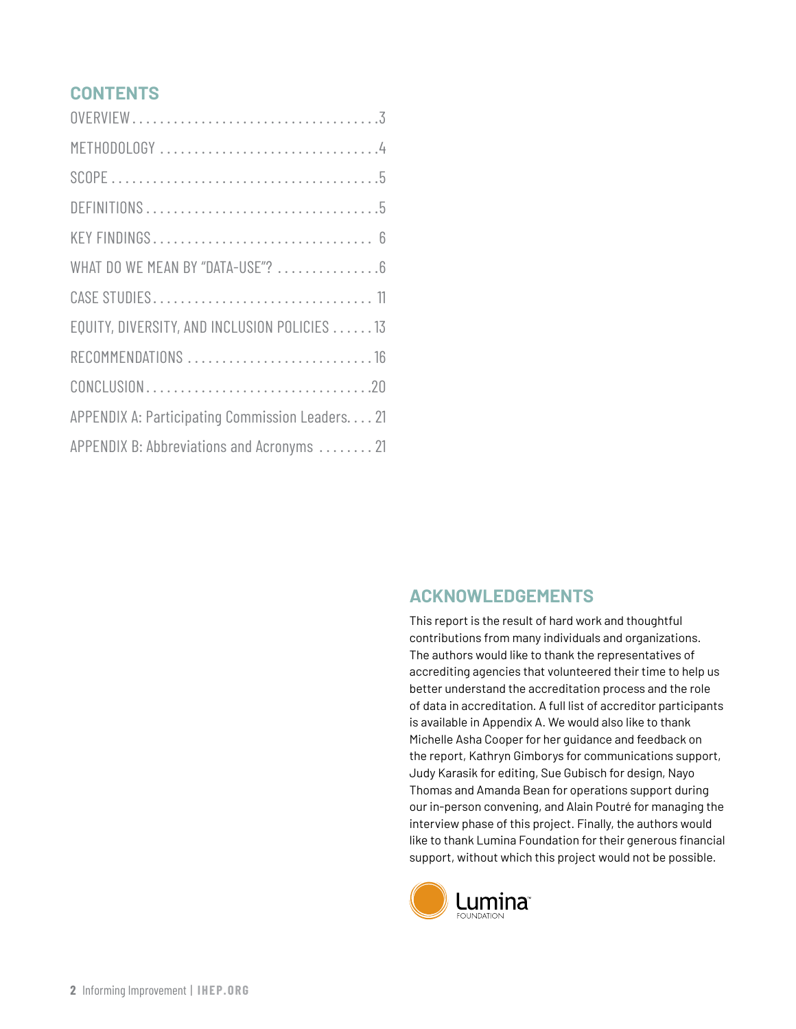## CONTENTS

| | |
|---|---|
| OVERVIEW | 3 |
| METHODOLOGY | 4 |
| SCOPE | 5 |
| DEFINITIONS | 5 |
| KEY FINDINGS | 6 |
| WHAT DO WE MEAN BY "DATA-USE"? | 6 |
| CASE STUDIES | 11 |
| EQUITY, DIVERSITY, AND INCLUSION POLICIES | 13 |
| RECOMMENDATIONS | 16 |
| CONCLUSION | 20 |
| APPENDIX A: Participating Commission Leaders | 21 |
| APPENDIX B: Abbreviations and Acronyms | 21 |

## ACKNOWLEDGEMENTS

This report is the result of hard work and thoughtful contributions from many individuals and organizations. The authors would like to thank the representatives of accrediting agencies that volunteered their time to help us better understand the accreditation process and the role of data in accreditation. A full list of accreditor participants is available in Appendix A. We would also like to thank Michelle Asha Cooper for her guidance and feedback on the report, Kathryn Gimborys for communications support, Judy Karasik for editing, Sue Gubisch for design, Nayo Thomas and Amanda Bean for operations support during our in-person convening, and Alain Poutré for managing the interview phase of this project. Finally, the authors would like to thank Lumina Foundation for their generous financial support, without which this project would not be possible.

Lumina FOUNDATION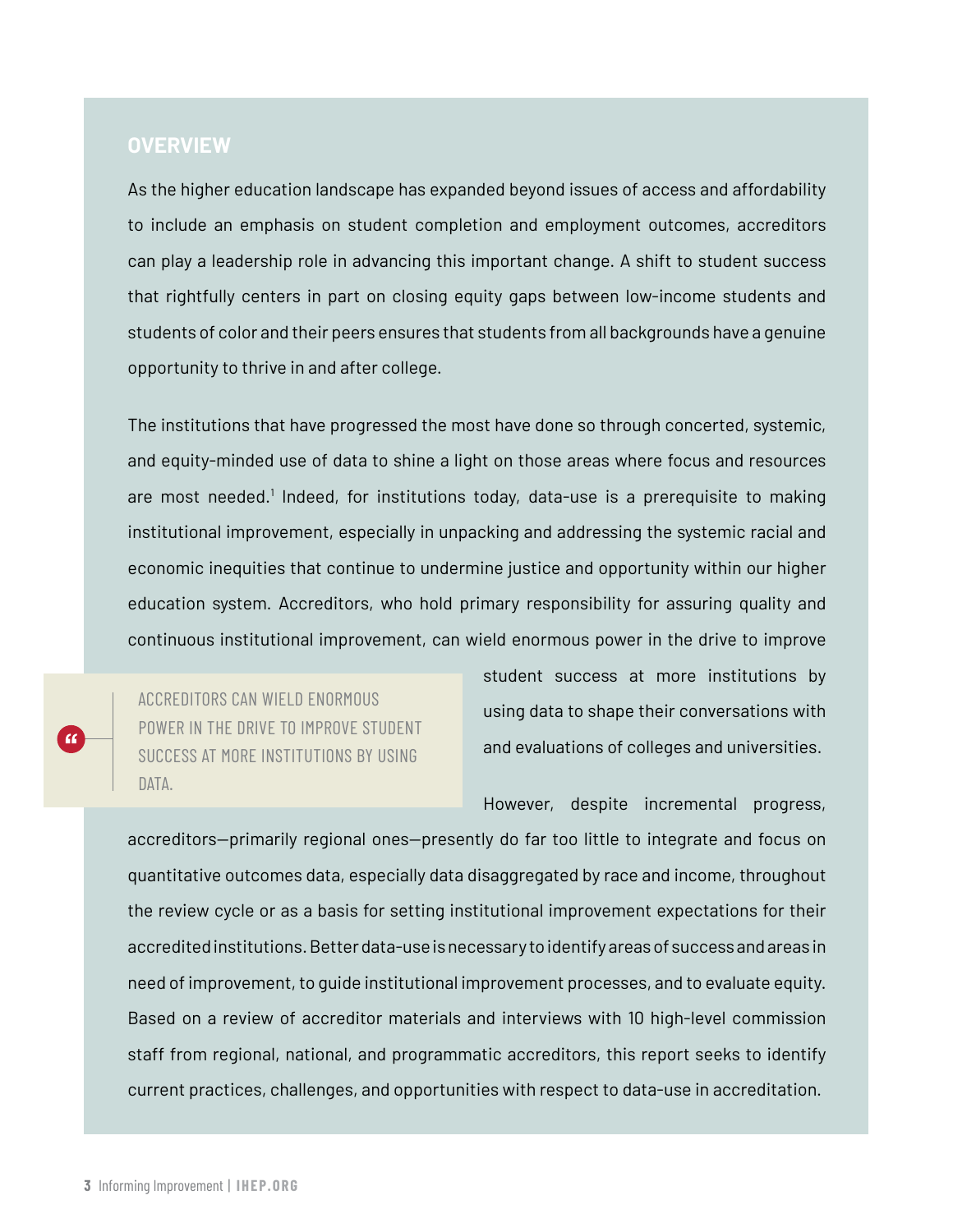## OVERVIEW

As the higher education landscape has expanded beyond issues of access and affordability to include an emphasis on student completion and employment outcomes, accreditors can play a leadership role in advancing this important change. A shift to student success that rightfully centers in part on closing equity gaps between low-income students and students of color and their peers ensures that students from all backgrounds have a genuine opportunity to thrive in and after college.

The institutions that have progressed the most have done so through concerted, systemic, and equity-minded use of data to shine a light on those areas where focus and resources are most needed.[1] Indeed, for institutions today, data-use is a prerequisite to making institutional improvement, especially in unpacking and addressing the systemic racial and economic inequities that continue to undermine justice and opportunity within our higher education system. Accreditors, who hold primary responsibility for assuring quality and continuous institutional improvement, can wield enormous power in the drive to improve student success at more institutions by using data to shape their conversations with and evaluations of colleges and universities.

> ACCREDITORS CAN WIELD ENORMOUS POWER IN THE DRIVE TO IMPROVE STUDENT SUCCESS AT MORE INSTITUTIONS BY USING DATA.

However, despite incremental progress, accreditors—primarily regional ones—presently do far too little to integrate and focus on quantitative outcomes data, especially data disaggregated by race and income, throughout the review cycle or as a basis for setting institutional improvement expectations for their accredited institutions. Better data-use is necessary to identify areas of success and areas in need of improvement, to guide institutional improvement processes, and to evaluate equity. Based on a review of accreditor materials and interviews with 10 high-level commission staff from regional, national, and programmatic accreditors, this report seeks to identify current practices, challenges, and opportunities with respect to data-use in accreditation.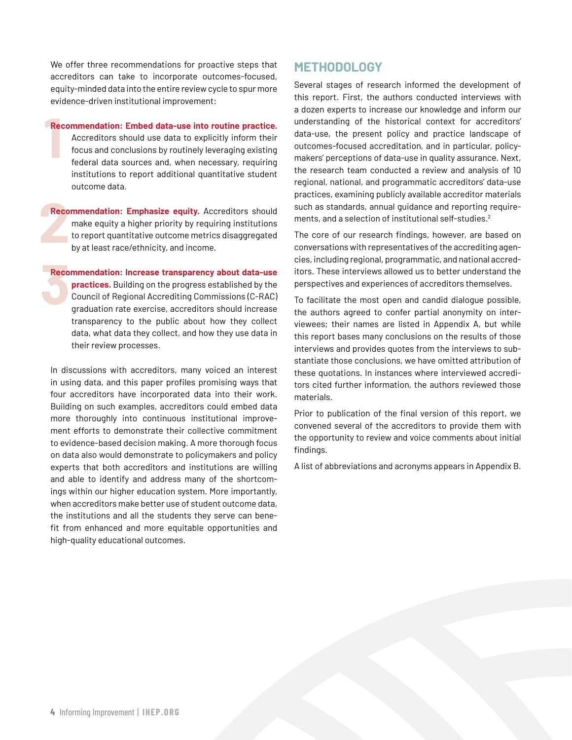We offer three recommendations for proactive steps that accreditors can take to incorporate outcomes-focused, equity-minded data into the entire review cycle to spur more evidence-driven institutional improvement:

1. **Recommendation: Embed data-use into routine practice.** Accreditors should use data to explicitly inform their focus and conclusions by routinely leveraging existing federal data sources and, when necessary, requiring institutions to report additional quantitative student outcome data.

2. **Recommendation: Emphasize equity.** Accreditors should make equity a higher priority by requiring institutions to report quantitative outcome metrics disaggregated by at least race/ethnicity, and income.

3. **Recommendation: Increase transparency about data-use practices.** Building on the progress established by the Council of Regional Accrediting Commissions (C-RAC) graduation rate exercise, accreditors should increase transparency to the public about how they collect data, what data they collect, and how they use data in their review processes.

In discussions with accreditors, many voiced an interest in using data, and this paper profiles promising ways that four accreditors have incorporated data into their work. Building on such examples, accreditors could embed data more thoroughly into continuous institutional improvement efforts to demonstrate their collective commitment to evidence-based decision making. A more thorough focus on data also would demonstrate to policymakers and policy experts that both accreditors and institutions are willing and able to identify and address many of the shortcomings within our higher education system. More importantly, when accreditors make better use of student outcome data, the institutions and all the students they serve can benefit from enhanced and more equitable opportunities and high-quality educational outcomes.

## METHODOLOGY

Several stages of research informed the development of this report. First, the authors conducted interviews with a dozen experts to increase our knowledge and inform our understanding of the historical context for accreditors' data-use, the present policy and practice landscape of outcomes-focused accreditation, and in particular, policymakers' perceptions of data-use in quality assurance. Next, the research team conducted a review and analysis of 10 regional, national, and programmatic accreditors' data-use practices, examining publicly available accreditor materials such as standards, annual guidance and reporting requirements, and a selection of institutional self-studies.[2]

The core of our research findings, however, are based on conversations with representatives of the accrediting agencies, including regional, programmatic, and national accreditors. These interviews allowed us to better understand the perspectives and experiences of accreditors themselves.

To facilitate the most open and candid dialogue possible, the authors agreed to confer partial anonymity on interviewees; their names are listed in Appendix A, but while this report bases many conclusions on the results of those interviews and provides quotes from the interviews to substantiate those conclusions, we have omitted attribution of these quotations. In instances where interviewed accreditors cited further information, the authors reviewed those materials.

Prior to publication of the final version of this report, we convened several of the accreditors to provide them with the opportunity to review and voice comments about initial findings.

A list of abbreviations and acronyms appears in Appendix B.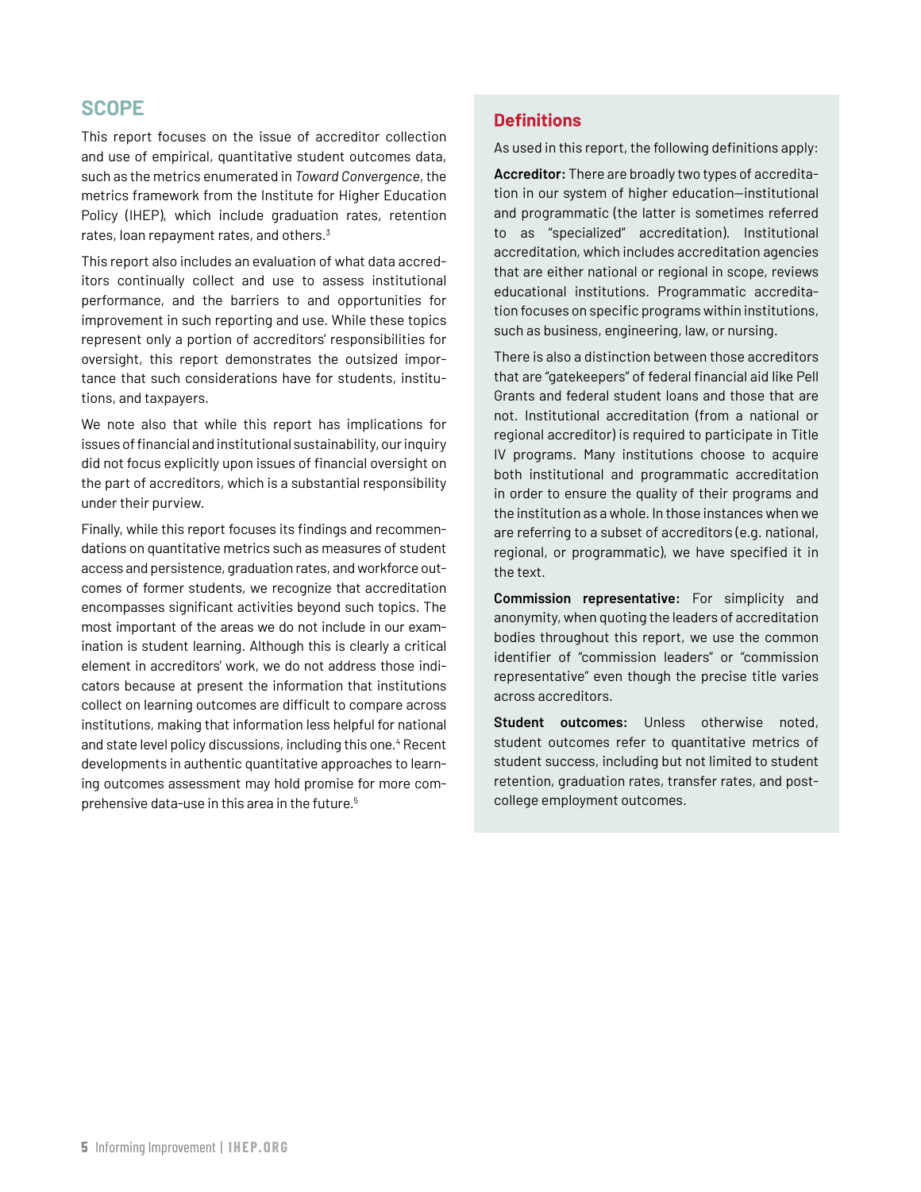## SCOPE

This report focuses on the issue of accreditor collection and use of empirical, quantitative student outcomes data, such as the metrics enumerated in *Toward Convergence*, the metrics framework from the Institute for Higher Education Policy (IHEP), which include graduation rates, retention rates, loan repayment rates, and others.[3]

This report also includes an evaluation of what data accreditors continually collect and use to assess institutional performance, and the barriers to and opportunities for improvement in such reporting and use. While these topics represent only a portion of accreditors' responsibilities for oversight, this report demonstrates the outsized importance that such considerations have for students, institutions, and taxpayers.

We note also that while this report has implications for issues of financial and institutional sustainability, our inquiry did not focus explicitly upon issues of financial oversight on the part of accreditors, which is a substantial responsibility under their purview.

Finally, while this report focuses its findings and recommendations on quantitative metrics such as measures of student access and persistence, graduation rates, and workforce outcomes of former students, we recognize that accreditation encompasses significant activities beyond such topics. The most important of the areas we do not include in our examination is student learning. Although this is clearly a critical element in accreditors' work, we do not address those indicators because at present the information that institutions collect on learning outcomes are difficult to compare across institutions, making that information less helpful for national and state level policy discussions, including this one.[4] Recent developments in authentic quantitative approaches to learning outcomes assessment may hold promise for more comprehensive data-use in this area in the future.[5]

### Definitions

As used in this report, the following definitions apply:

**Accreditor:** There are broadly two types of accreditation in our system of higher education—institutional and programmatic (the latter is sometimes referred to as "specialized" accreditation). Institutional accreditation, which includes accreditation agencies that are either national or regional in scope, reviews educational institutions. Programmatic accreditation focuses on specific programs within institutions, such as business, engineering, law, or nursing.

There is also a distinction between those accreditors that are "gatekeepers" of federal financial aid like Pell Grants and federal student loans and those that are not. Institutional accreditation (from a national or regional accreditor) is required to participate in Title IV programs. Many institutions choose to acquire both institutional and programmatic accreditation in order to ensure the quality of their programs and the institution as a whole. In those instances when we are referring to a subset of accreditors (e.g. national, regional, or programmatic), we have specified it in the text.

**Commission representative:** For simplicity and anonymity, when quoting the leaders of accreditation bodies throughout this report, we use the common identifier of "commission leaders" or "commission representative" even though the precise title varies across accreditors.

**Student outcomes:** Unless otherwise noted, student outcomes refer to quantitative metrics of student success, including but not limited to student retention, graduation rates, transfer rates, and post-college employment outcomes.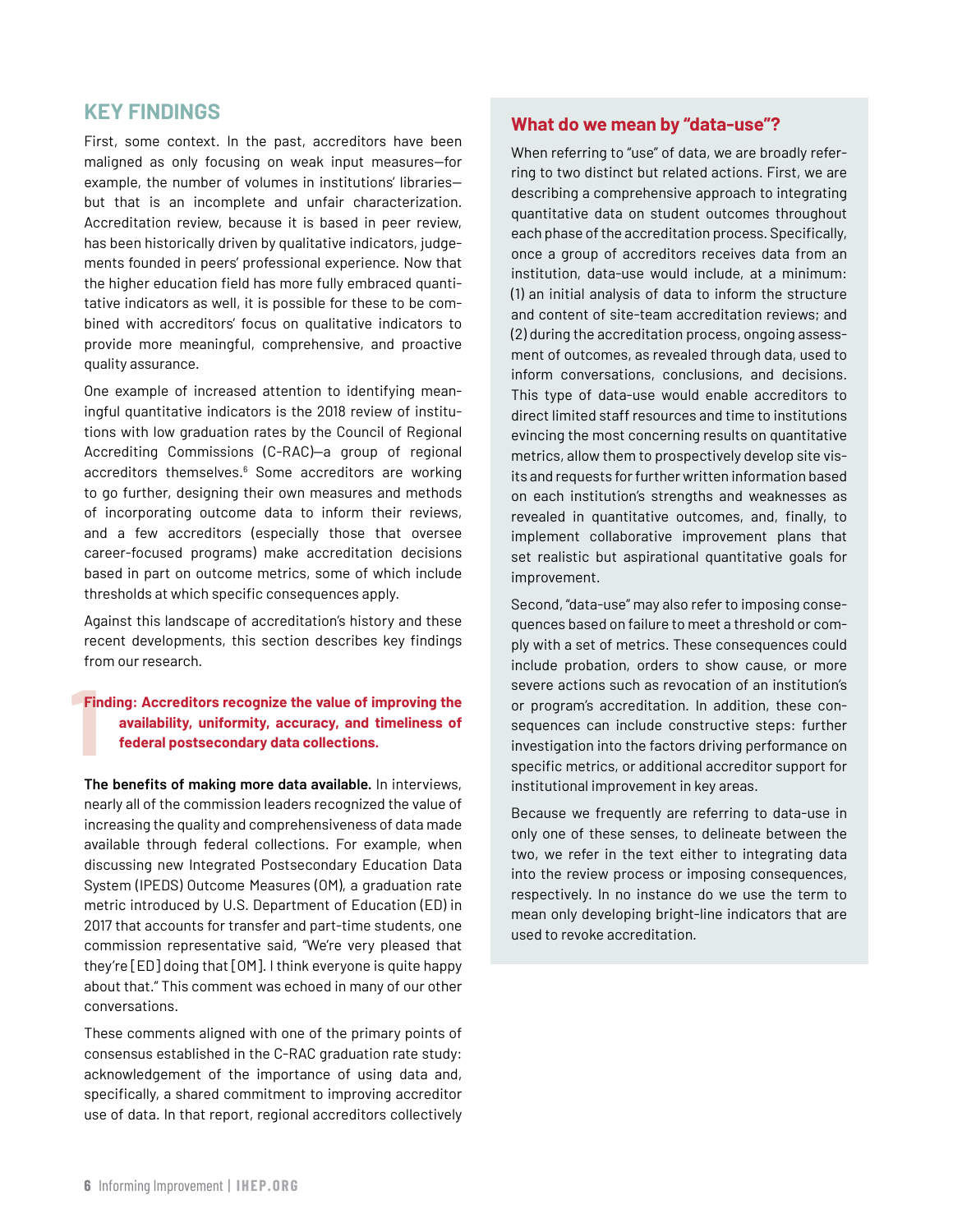## KEY FINDINGS

First, some context. In the past, accreditors have been maligned as only focusing on weak input measures—for example, the number of volumes in institutions' libraries—but that is an incomplete and unfair characterization. Accreditation review, because it is based in peer review, has been historically driven by qualitative indicators, judgements founded in peers' professional experience. Now that the higher education field has more fully embraced quantitative indicators as well, it is possible for these to be combined with accreditors' focus on qualitative indicators to provide more meaningful, comprehensive, and proactive quality assurance.

One example of increased attention to identifying meaningful quantitative indicators is the 2018 review of institutions with low graduation rates by the Council of Regional Accrediting Commissions (C-RAC)—a group of regional accreditors themselves.[6] Some accreditors are working to go further, designing their own measures and methods of incorporating outcome data to inform their reviews, and a few accreditors (especially those that oversee career-focused programs) make accreditation decisions based in part on outcome metrics, some of which include thresholds at which specific consequences apply.

Against this landscape of accreditation's history and these recent developments, this section describes key findings from our research.

### 1 Finding: Accreditors recognize the value of improving the availability, uniformity, accuracy, and timeliness of federal postsecondary data collections.

**The benefits of making more data available.** In interviews, nearly all of the commission leaders recognized the value of increasing the quality and comprehensiveness of data made available through federal collections. For example, when discussing new Integrated Postsecondary Education Data System (IPEDS) Outcome Measures (OM), a graduation rate metric introduced by U.S. Department of Education (ED) in 2017 that accounts for transfer and part-time students, one commission representative said, "We're very pleased that they're [ED] doing that [OM]. I think everyone is quite happy about that." This comment was echoed in many of our other conversations.

These comments aligned with one of the primary points of consensus established in the C-RAC graduation rate study: acknowledgement of the importance of using data and, specifically, a shared commitment to improving accreditor use of data. In that report, regional accreditors collectively

### What do we mean by "data-use"?

When referring to "use" of data, we are broadly referring to two distinct but related actions. First, we are describing a comprehensive approach to integrating quantitative data on student outcomes throughout each phase of the accreditation process. Specifically, once a group of accreditors receives data from an institution, data-use would include, at a minimum: (1) an initial analysis of data to inform the structure and content of site-team accreditation reviews; and (2) during the accreditation process, ongoing assessment of outcomes, as revealed through data, used to inform conversations, conclusions, and decisions. This type of data-use would enable accreditors to direct limited staff resources and time to institutions evincing the most concerning results on quantitative metrics, allow them to prospectively develop site visits and requests for further written information based on each institution's strengths and weaknesses as revealed in quantitative outcomes, and, finally, to implement collaborative improvement plans that set realistic but aspirational quantitative goals for improvement.

Second, "data-use" may also refer to imposing consequences based on failure to meet a threshold or comply with a set of metrics. These consequences could include probation, orders to show cause, or more severe actions such as revocation of an institution's or program's accreditation. In addition, these consequences can include constructive steps: further investigation into the factors driving performance on specific metrics, or additional accreditor support for institutional improvement in key areas.

Because we frequently are referring to data-use in only one of these senses, to delineate between the two, we refer in the text either to integrating data into the review process or imposing consequences, respectively. In no instance do we use the term to mean only developing bright-line indicators that are used to revoke accreditation.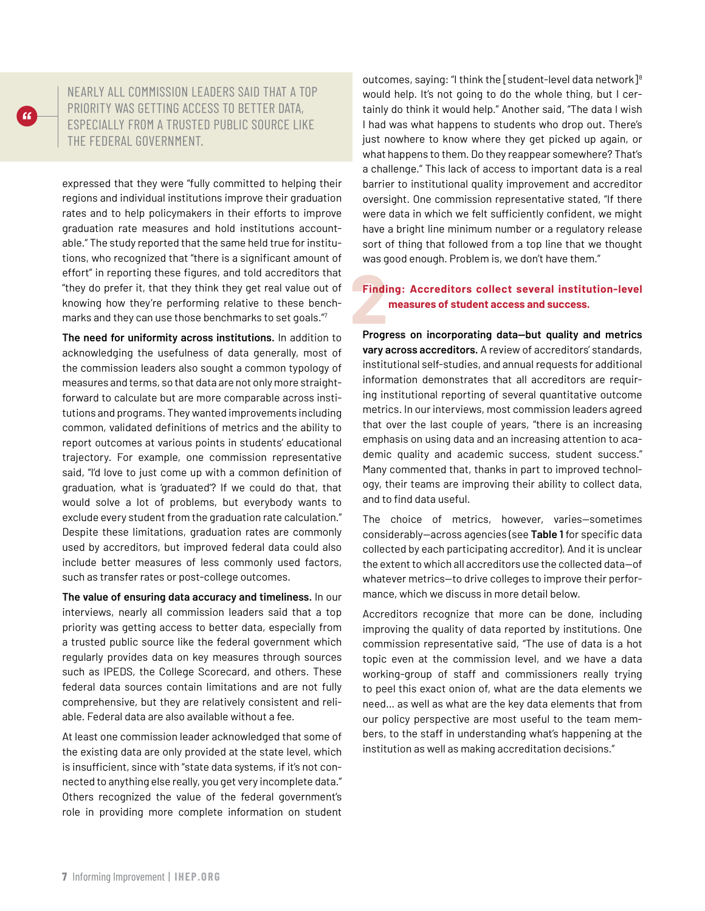> NEARLY ALL COMMISSION LEADERS SAID THAT A TOP PRIORITY WAS GETTING ACCESS TO BETTER DATA, ESPECIALLY FROM A TRUSTED PUBLIC SOURCE LIKE THE FEDERAL GOVERNMENT.

expressed that they were "fully committed to helping their regions and individual institutions improve their graduation rates and to help policymakers in their efforts to improve graduation rate measures and hold institutions accountable." The study reported that the same held true for institutions, who recognized that "there is a significant amount of effort" in reporting these figures, and told accreditors that "they do prefer it, that they think they get real value out of knowing how they're performing relative to these benchmarks and they can use those benchmarks to set goals."[7]

**The need for uniformity across institutions.** In addition to acknowledging the usefulness of data generally, most of the commission leaders also sought a common typology of measures and terms, so that data are not only more straightforward to calculate but are more comparable across institutions and programs. They wanted improvements including common, validated definitions of metrics and the ability to report outcomes at various points in students' educational trajectory. For example, one commission representative said, "I'd love to just come up with a common definition of graduation, what is 'graduated'? If we could do that, that would solve a lot of problems, but everybody wants to exclude every student from the graduation rate calculation." Despite these limitations, graduation rates are commonly used by accreditors, but improved federal data could also include better measures of less commonly used factors, such as transfer rates or post-college outcomes.

**The value of ensuring data accuracy and timeliness.** In our interviews, nearly all commission leaders said that a top priority was getting access to better data, especially from a trusted public source like the federal government which regularly provides data on key measures through sources such as IPEDS, the College Scorecard, and others. These federal data sources contain limitations and are not fully comprehensive, but they are relatively consistent and reliable. Federal data are also available without a fee.

At least one commission leader acknowledged that some of the existing data are only provided at the state level, which is insufficient, since with "state data systems, if it's not connected to anything else really, you get very incomplete data." Others recognized the value of the federal government's role in providing more complete information on student outcomes, saying: "I think the [student-level data network][8] would help. It's not going to do the whole thing, but I certainly do think it would help." Another said, "The data I wish I had was what happens to students who drop out. There's just nowhere to know where they get picked up again, or what happens to them. Do they reappear somewhere? That's a challenge." This lack of access to important data is a real barrier to institutional quality improvement and accreditor oversight. One commission representative stated, "If there were data in which we felt sufficiently confident, we might have a bright line minimum number or a regulatory release sort of thing that followed from a top line that we thought was good enough. Problem is, we don't have them."

## 2 Finding: Accreditors collect several institution-level measures of student access and success.

**Progress on incorporating data—but quality and metrics vary across accreditors.** A review of accreditors' standards, institutional self-studies, and annual requests for additional information demonstrates that all accreditors are requiring institutional reporting of several quantitative outcome metrics. In our interviews, most commission leaders agreed that over the last couple of years, "there is an increasing emphasis on using data and an increasing attention to academic quality and academic success, student success." Many commented that, thanks in part to improved technology, their teams are improving their ability to collect data, and to find data useful.

The choice of metrics, however, varies—sometimes considerably—across agencies (see **Table 1** for specific data collected by each participating accreditor). And it is unclear the extent to which all accreditors use the collected data—of whatever metrics—to drive colleges to improve their performance, which we discuss in more detail below.

Accreditors recognize that more can be done, including improving the quality of data reported by institutions. One commission representative said, "The use of data is a hot topic even at the commission level, and we have a data working-group of staff and commissioners really trying to peel this exact onion of, what are the data elements we need... as well as what are the key data elements that from our policy perspective are most useful to the team members, to the staff in understanding what's happening at the institution as well as making accreditation decisions."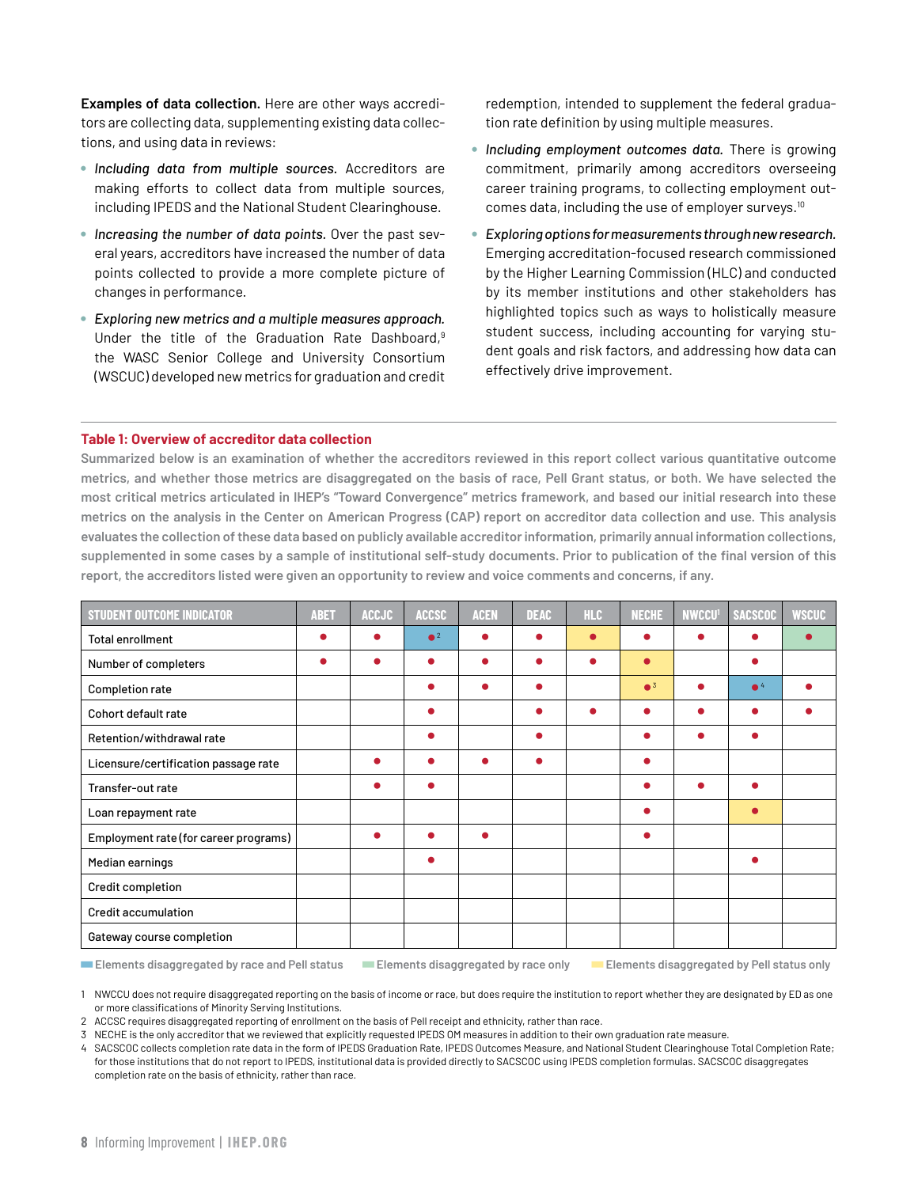**Examples of data collection.** Here are other ways accreditors are collecting data, supplementing existing data collections, and using data in reviews:

- *Including data from multiple sources.* Accreditors are making efforts to collect data from multiple sources, including IPEDS and the National Student Clearinghouse.
- *Increasing the number of data points.* Over the past several years, accreditors have increased the number of data points collected to provide a more complete picture of changes in performance.
- *Exploring new metrics and a multiple measures approach.* Under the title of the Graduation Rate Dashboard,[9] the WASC Senior College and University Consortium (WSCUC) developed new metrics for graduation and credit redemption, intended to supplement the federal graduation rate definition by using multiple measures.
- *Including employment outcomes data.* There is growing commitment, primarily among accreditors overseeing career training programs, to collecting employment outcomes data, including the use of employer surveys.[10]
- *Exploring options for measurements through new research.* Emerging accreditation-focused research commissioned by the Higher Learning Commission (HLC) and conducted by its member institutions and other stakeholders has highlighted topics such as ways to holistically measure student success, including accounting for varying student goals and risk factors, and addressing how data can effectively drive improvement.

### Table 1: Overview of accreditor data collection

**Summarized below is an examination of whether the accreditors reviewed in this report collect various quantitative outcome metrics, and whether those metrics are disaggregated on the basis of race, Pell Grant status, or both. We have selected the most critical metrics articulated in IHEP's "Toward Convergence" metrics framework, and based our initial research into these metrics on the analysis in the Center on American Progress (CAP) report on accreditor data collection and use. This analysis evaluates the collection of these data based on publicly available accreditor information, primarily annual information collections, supplemented in some cases by a sample of institutional self-study documents. Prior to publication of the final version of this report, the accreditors listed were given an opportunity to review and voice comments and concerns, if any.**

| STUDENT OUTCOME INDICATOR | ABET | ACCJC | ACCSC | ACEN | DEAC | HLC | NECHE | NWCCU[1] | SACSCOC | WSCUC |
|---|---|---|---|---|---|---|---|---|---|---|
| Total enrollment | ● | ● | ●[2] (race and Pell) | ● | ● | ● (Pell only) | ● | ● | ● | ● (race only) |
| Number of completers | ● | ● | ● | ● | ● | ● | ● (Pell only) | | ● | |
| Completion rate | | | ● | ● | ● | | ●[3] (Pell only) | ● | ●[4] (race and Pell) | ● |
| Cohort default rate | | | ● | | ● | ● | ● | ● | ● | ● |
| Retention/withdrawal rate | | | ● | | ● | | ● | ● | ● | |
| Licensure/certification passage rate | | ● | ● | ● | ● | | ● | | | |
| Transfer-out rate | | ● | ● | | | | ● | ● | ● | |
| Loan repayment rate | | | | | | | ● | | ● (Pell only) | |
| Employment rate (for career programs) | | ● | ● | ● | | | ● | | | |
| Median earnings | | | ● | | | | | | ● | |
| Credit completion | | | | | | | | | | |
| Credit accumulation | | | | | | | | | | |
| Gateway course completion | | | | | | | | | | |

Elements disaggregated by race and Pell status | Elements disaggregated by race only | Elements disaggregated by Pell status only

1 NWCCU does not require disaggregated reporting on the basis of income or race, but does require the institution to report whether they are designated by ED as one or more classifications of Minority Serving Institutions.
2 ACCSC requires disaggregated reporting of enrollment on the basis of Pell receipt and ethnicity, rather than race.
3 NECHE is the only accreditor that we reviewed that explicitly requested IPEDS OM measures in addition to their own graduation rate measure.
4 SACSCOC collects completion rate data in the form of IPEDS Graduation Rate, IPEDS Outcomes Measure, and National Student Clearinghouse Total Completion Rate; for those institutions that do not report to IPEDS, institutional data is provided directly to SACSCOC using IPEDS completion formulas. SACSCOC disaggregates completion rate on the basis of ethnicity, rather than race.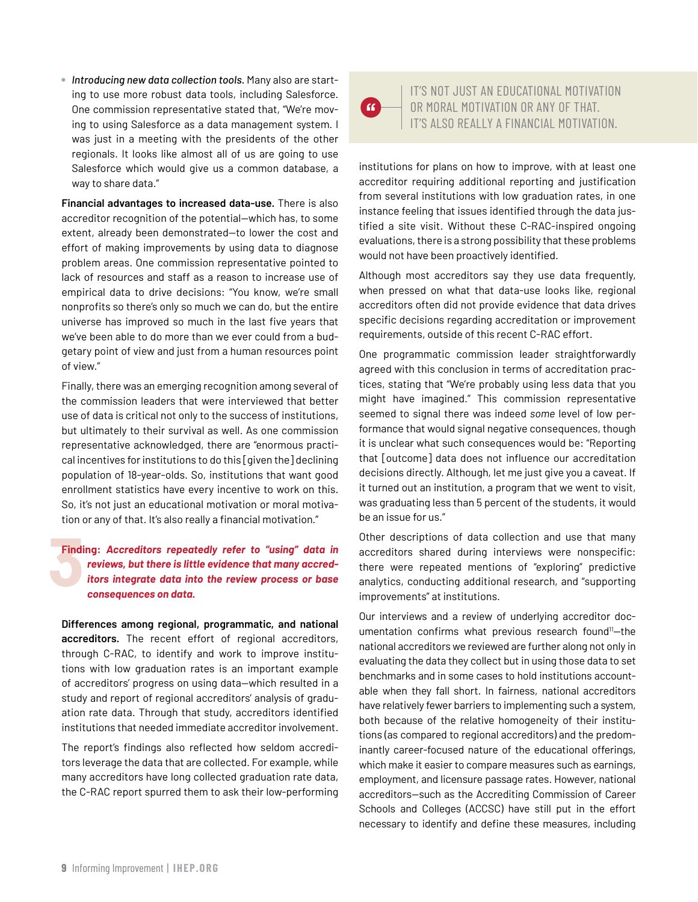- *Introducing new data collection tools.* Many also are starting to use more robust data tools, including Salesforce. One commission representative stated that, "We're moving to using Salesforce as a data management system. I was just in a meeting with the presidents of the other regionals. It looks like almost all of us are going to use Salesforce which would give us a common database, a way to share data."

**Financial advantages to increased data-use.** There is also accreditor recognition of the potential—which has, to some extent, already been demonstrated—to lower the cost and effort of making improvements by using data to diagnose problem areas. One commission representative pointed to lack of resources and staff as a reason to increase use of empirical data to drive decisions: "You know, we're small nonprofits so there's only so much we can do, but the entire universe has improved so much in the last five years that we've been able to do more than we ever could from a budgetary point of view and just from a human resources point of view."

Finally, there was an emerging recognition among several of the commission leaders that were interviewed that better use of data is critical not only to the success of institutions, but ultimately to their survival as well. As one commission representative acknowledged, there are "enormous practical incentives for institutions to do this [given the] declining population of 18-year-olds. So, institutions that want good enrollment statistics have every incentive to work on this. So, it's not just an educational motivation or moral motivation or any of that. It's also really a financial motivation."

> IT'S NOT JUST AN EDUCATIONAL MOTIVATION OR MORAL MOTIVATION OR ANY OF THAT. IT'S ALSO REALLY A FINANCIAL MOTIVATION.

### 3 Finding: *Accreditors repeatedly refer to "using" data in reviews, but there is little evidence that many accreditors integrate data into the review process or base consequences on data.*

**Differences among regional, programmatic, and national accreditors.** The recent effort of regional accreditors, through C-RAC, to identify and work to improve institutions with low graduation rates is an important example of accreditors' progress on using data—which resulted in a study and report of regional accreditors' analysis of graduation rate data. Through that study, accreditors identified institutions that needed immediate accreditor involvement.

The report's findings also reflected how seldom accreditors leverage the data that are collected. For example, while many accreditors have long collected graduation rate data, the C-RAC report spurred them to ask their low-performing institutions for plans on how to improve, with at least one accreditor requiring additional reporting and justification from several institutions with low graduation rates, in one instance feeling that issues identified through the data justified a site visit. Without these C-RAC-inspired ongoing evaluations, there is a strong possibility that these problems would not have been proactively identified.

Although most accreditors say they use data frequently, when pressed on what that data-use looks like, regional accreditors often did not provide evidence that data drives specific decisions regarding accreditation or improvement requirements, outside of this recent C-RAC effort.

One programmatic commission leader straightforwardly agreed with this conclusion in terms of accreditation practices, stating that "We're probably using less data that you might have imagined." This commission representative seemed to signal there was indeed *some* level of low performance that would signal negative consequences, though it is unclear what such consequences would be: "Reporting that [outcome] data does not influence our accreditation decisions directly. Although, let me just give you a caveat. If it turned out an institution, a program that we went to visit, was graduating less than 5 percent of the students, it would be an issue for us."

Other descriptions of data collection and use that many accreditors shared during interviews were nonspecific: there were repeated mentions of "exploring" predictive analytics, conducting additional research, and "supporting improvements" at institutions.

Our interviews and a review of underlying accreditor documentation confirms what previous research found[11]—the national accreditors we reviewed are further along not only in evaluating the data they collect but in using those data to set benchmarks and in some cases to hold institutions accountable when they fall short. In fairness, national accreditors have relatively fewer barriers to implementing such a system, both because of the relative homogeneity of their institutions (as compared to regional accreditors) and the predominantly career-focused nature of the educational offerings, which make it easier to compare measures such as earnings, employment, and licensure passage rates. However, national accreditors—such as the Accrediting Commission of Career Schools and Colleges (ACCSC) have still put in the effort necessary to identify and define these measures, including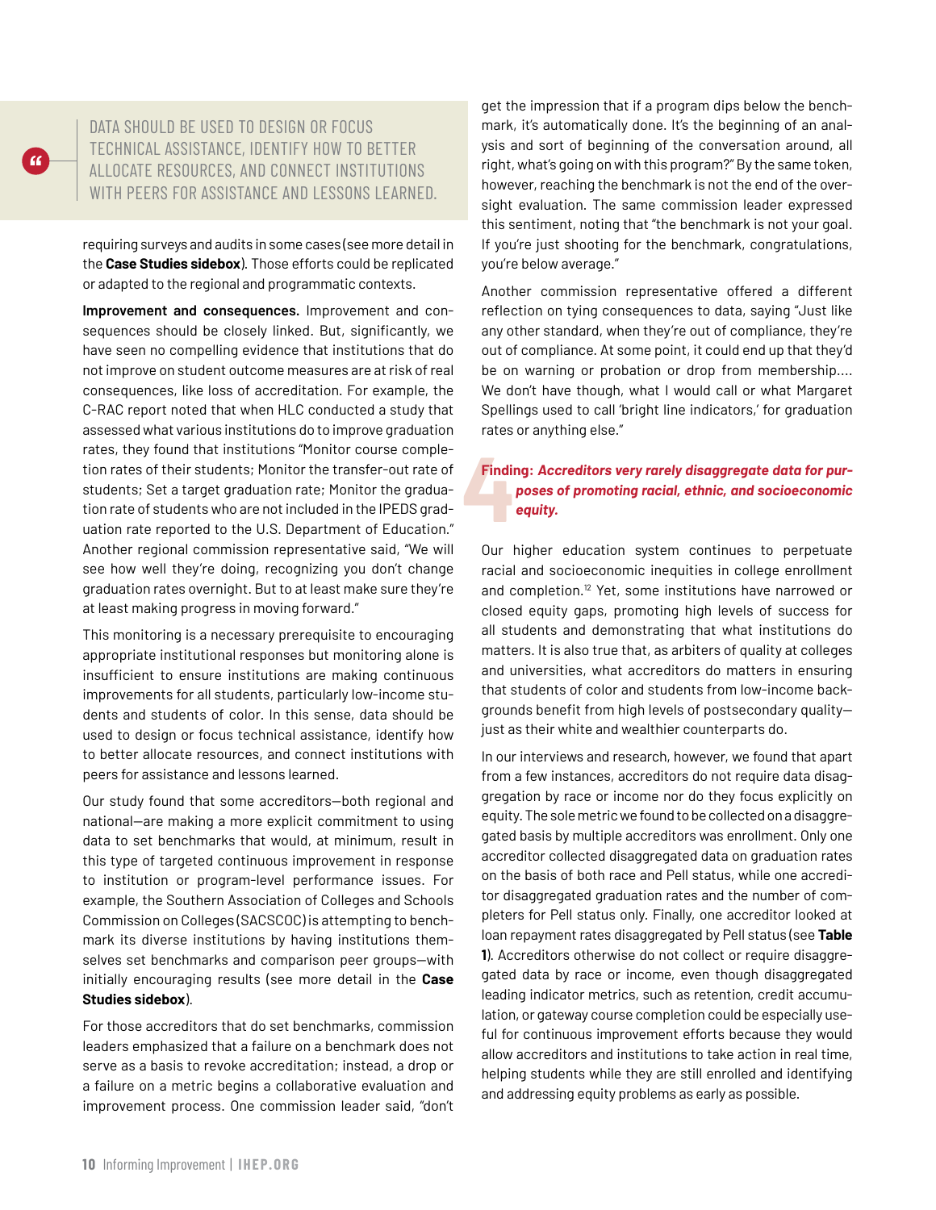> DATA SHOULD BE USED TO DESIGN OR FOCUS TECHNICAL ASSISTANCE, IDENTIFY HOW TO BETTER ALLOCATE RESOURCES, AND CONNECT INSTITUTIONS WITH PEERS FOR ASSISTANCE AND LESSONS LEARNED.

requiring surveys and audits in some cases (see more detail in the **Case Studies sidebox**). Those efforts could be replicated or adapted to the regional and programmatic contexts.

**Improvement and consequences.** Improvement and consequences should be closely linked. But, significantly, we have seen no compelling evidence that institutions that do not improve on student outcome measures are at risk of real consequences, like loss of accreditation. For example, the C-RAC report noted that when HLC conducted a study that assessed what various institutions do to improve graduation rates, they found that institutions "Monitor course completion rates of their students; Monitor the transfer-out rate of students; Set a target graduation rate; Monitor the graduation rate of students who are not included in the IPEDS graduation rate reported to the U.S. Department of Education." Another regional commission representative said, "We will see how well they're doing, recognizing you don't change graduation rates overnight. But to at least make sure they're at least making progress in moving forward."

This monitoring is a necessary prerequisite to encouraging appropriate institutional responses but monitoring alone is insufficient to ensure institutions are making continuous improvements for all students, particularly low-income students and students of color. In this sense, data should be used to design or focus technical assistance, identify how to better allocate resources, and connect institutions with peers for assistance and lessons learned.

Our study found that some accreditors—both regional and national—are making a more explicit commitment to using data to set benchmarks that would, at minimum, result in this type of targeted continuous improvement in response to institution or program-level performance issues. For example, the Southern Association of Colleges and Schools Commission on Colleges (SACSCOC) is attempting to benchmark its diverse institutions by having institutions themselves set benchmarks and comparison peer groups—with initially encouraging results (see more detail in the **Case Studies sidebox**).

For those accreditors that do set benchmarks, commission leaders emphasized that a failure on a benchmark does not serve as a basis to revoke accreditation; instead, a drop or a failure on a metric begins a collaborative evaluation and improvement process. One commission leader said, "don't get the impression that if a program dips below the benchmark, it's automatically done. It's the beginning of an analysis and sort of beginning of the conversation around, all right, what's going on with this program?" By the same token, however, reaching the benchmark is not the end of the oversight evaluation. The same commission leader expressed this sentiment, noting that "the benchmark is not your goal. If you're just shooting for the benchmark, congratulations, you're below average."

Another commission representative offered a different reflection on tying consequences to data, saying "Just like any other standard, when they're out of compliance, they're out of compliance. At some point, it could end up that they'd be on warning or probation or drop from membership.... We don't have though, what I would call or what Margaret Spellings used to call 'bright line indicators,' for graduation rates or anything else."

### 4 Finding: *Accreditors very rarely disaggregate data for purposes of promoting racial, ethnic, and socioeconomic equity.*

Our higher education system continues to perpetuate racial and socioeconomic inequities in college enrollment and completion.[12] Yet, some institutions have narrowed or closed equity gaps, promoting high levels of success for all students and demonstrating that what institutions do matters. It is also true that, as arbiters of quality at colleges and universities, what accreditors do matters in ensuring that students of color and students from low-income backgrounds benefit from high levels of postsecondary quality—just as their white and wealthier counterparts do.

In our interviews and research, however, we found that apart from a few instances, accreditors do not require data disaggregation by race or income nor do they focus explicitly on equity. The sole metric we found to be collected on a disaggregated basis by multiple accreditors was enrollment. Only one accreditor collected disaggregated data on graduation rates on the basis of both race and Pell status, while one accreditor disaggregated graduation rates and the number of completers for Pell status only. Finally, one accreditor looked at loan repayment rates disaggregated by Pell status (see **Table 1**). Accreditors otherwise do not collect or require disaggregated data by race or income, even though disaggregated leading indicator metrics, such as retention, credit accumulation, or gateway course completion could be especially useful for continuous improvement efforts because they would allow accreditors and institutions to take action in real time, helping students while they are still enrolled and identifying and addressing equity problems as early as possible.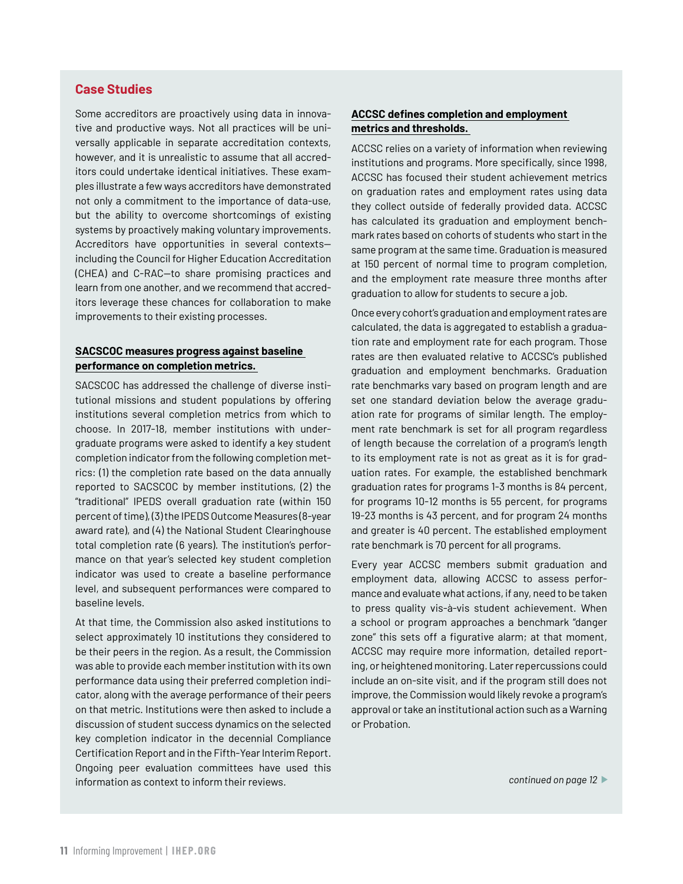## Case Studies

Some accreditors are proactively using data in innovative and productive ways. Not all practices will be universally applicable in separate accreditation contexts, however, and it is unrealistic to assume that all accreditors could undertake identical initiatives. These examples illustrate a few ways accreditors have demonstrated not only a commitment to the importance of data-use, but the ability to overcome shortcomings of existing systems by proactively making voluntary improvements. Accreditors have opportunities in several contexts—including the Council for Higher Education Accreditation (CHEA) and C-RAC—to share promising practices and learn from one another, and we recommend that accreditors leverage these chances for collaboration to make improvements to their existing processes.

### SACSCOC measures progress against baseline performance on completion metrics.

SACSCOC has addressed the challenge of diverse institutional missions and student populations by offering institutions several completion metrics from which to choose. In 2017-18, member institutions with undergraduate programs were asked to identify a key student completion indicator from the following completion metrics: (1) the completion rate based on the data annually reported to SACSCOC by member institutions, (2) the "traditional" IPEDS overall graduation rate (within 150 percent of time), (3) the IPEDS Outcome Measures (8-year award rate), and (4) the National Student Clearinghouse total completion rate (6 years). The institution's performance on that year's selected key student completion indicator was used to create a baseline performance level, and subsequent performances were compared to baseline levels.

At that time, the Commission also asked institutions to select approximately 10 institutions they considered to be their peers in the region. As a result, the Commission was able to provide each member institution with its own performance data using their preferred completion indicator, along with the average performance of their peers on that metric. Institutions were then asked to include a discussion of student success dynamics on the selected key completion indicator in the decennial Compliance Certification Report and in the Fifth-Year Interim Report. Ongoing peer evaluation committees have used this information as context to inform their reviews.

### ACCSC defines completion and employment metrics and thresholds.

ACCSC relies on a variety of information when reviewing institutions and programs. More specifically, since 1998, ACCSC has focused their student achievement metrics on graduation rates and employment rates using data they collect outside of federally provided data. ACCSC has calculated its graduation and employment benchmark rates based on cohorts of students who start in the same program at the same time. Graduation is measured at 150 percent of normal time to program completion, and the employment rate measure three months after graduation to allow for students to secure a job.

Once every cohort's graduation and employment rates are calculated, the data is aggregated to establish a graduation rate and employment rate for each program. Those rates are then evaluated relative to ACCSC's published graduation and employment benchmarks. Graduation rate benchmarks vary based on program length and are set one standard deviation below the average graduation rate for programs of similar length. The employment rate benchmark is set for all program regardless of length because the correlation of a program's length to its employment rate is not as great as it is for graduation rates. For example, the established benchmark graduation rates for programs 1-3 months is 84 percent, for programs 10-12 months is 55 percent, for programs 19-23 months is 43 percent, and for program 24 months and greater is 40 percent. The established employment rate benchmark is 70 percent for all programs.

Every year ACCSC members submit graduation and employment data, allowing ACCSC to assess performance and evaluate what actions, if any, need to be taken to press quality vis-à-vis student achievement. When a school or program approaches a benchmark "danger zone" this sets off a figurative alarm; at that moment, ACCSC may require more information, detailed reporting, or heightened monitoring. Later repercussions could include an on-site visit, and if the program still does not improve, the Commission would likely revoke a program's approval or take an institutional action such as a Warning or Probation.

*continued on page 12* ▶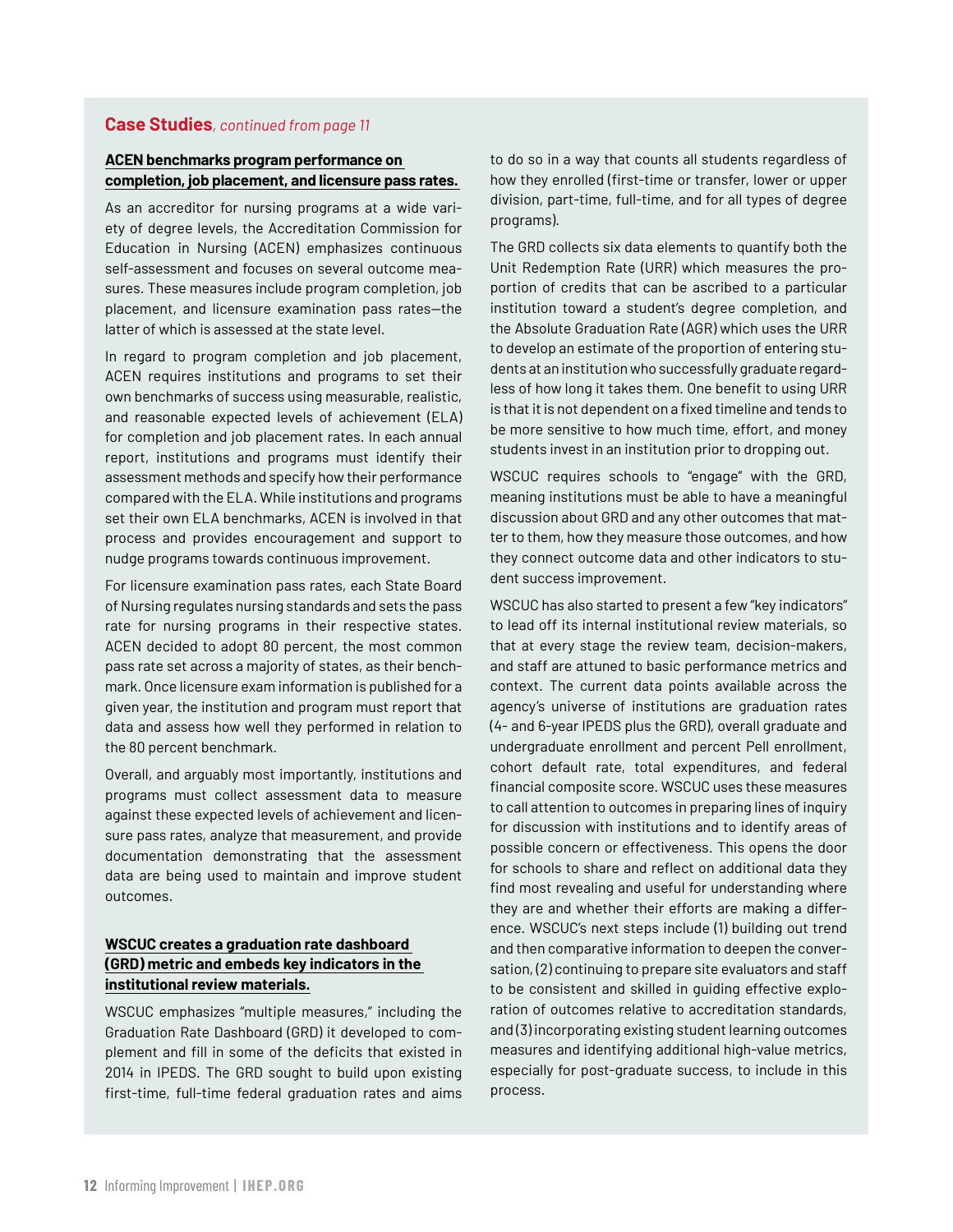**Case Studies**, *continued from page 11*

### ACEN benchmarks program performance on completion, job placement, and licensure pass rates.

As an accreditor for nursing programs at a wide variety of degree levels, the Accreditation Commission for Education in Nursing (ACEN) emphasizes continuous self-assessment and focuses on several outcome measures. These measures include program completion, job placement, and licensure examination pass rates—the latter of which is assessed at the state level.

In regard to program completion and job placement, ACEN requires institutions and programs to set their own benchmarks of success using measurable, realistic, and reasonable expected levels of achievement (ELA) for completion and job placement rates. In each annual report, institutions and programs must identify their assessment methods and specify how their performance compared with the ELA. While institutions and programs set their own ELA benchmarks, ACEN is involved in that process and provides encouragement and support to nudge programs towards continuous improvement.

For licensure examination pass rates, each State Board of Nursing regulates nursing standards and sets the pass rate for nursing programs in their respective states. ACEN decided to adopt 80 percent, the most common pass rate set across a majority of states, as their benchmark. Once licensure exam information is published for a given year, the institution and program must report that data and assess how well they performed in relation to the 80 percent benchmark.

Overall, and arguably most importantly, institutions and programs must collect assessment data to measure against these expected levels of achievement and licensure pass rates, analyze that measurement, and provide documentation demonstrating that the assessment data are being used to maintain and improve student outcomes.

### WSCUC creates a graduation rate dashboard (GRD) metric and embeds key indicators in the institutional review materials.

WSCUC emphasizes "multiple measures," including the Graduation Rate Dashboard (GRD) it developed to complement and fill in some of the deficits that existed in 2014 in IPEDS. The GRD sought to build upon existing first-time, full-time federal graduation rates and aims to do so in a way that counts all students regardless of how they enrolled (first-time or transfer, lower or upper division, part-time, full-time, and for all types of degree programs).

The GRD collects six data elements to quantify both the Unit Redemption Rate (URR) which measures the proportion of credits that can be ascribed to a particular institution toward a student's degree completion, and the Absolute Graduation Rate (AGR) which uses the URR to develop an estimate of the proportion of entering students at an institution who successfully graduate regardless of how long it takes them. One benefit to using URR is that it is not dependent on a fixed timeline and tends to be more sensitive to how much time, effort, and money students invest in an institution prior to dropping out.

WSCUC requires schools to "engage" with the GRD, meaning institutions must be able to have a meaningful discussion about GRD and any other outcomes that matter to them, how they measure those outcomes, and how they connect outcome data and other indicators to student success improvement.

WSCUC has also started to present a few "key indicators" to lead off its internal institutional review materials, so that at every stage the review team, decision-makers, and staff are attuned to basic performance metrics and context. The current data points available across the agency's universe of institutions are graduation rates (4- and 6-year IPEDS plus the GRD), overall graduate and undergraduate enrollment and percent Pell enrollment, cohort default rate, total expenditures, and federal financial composite score. WSCUC uses these measures to call attention to outcomes in preparing lines of inquiry for discussion with institutions and to identify areas of possible concern or effectiveness. This opens the door for schools to share and reflect on additional data they find most revealing and useful for understanding where they are and whether their efforts are making a difference. WSCUC's next steps include (1) building out trend and then comparative information to deepen the conversation, (2) continuing to prepare site evaluators and staff to be consistent and skilled in guiding effective exploration of outcomes relative to accreditation standards, and (3) incorporating existing student learning outcomes measures and identifying additional high-value metrics, especially for post-graduate success, to include in this process.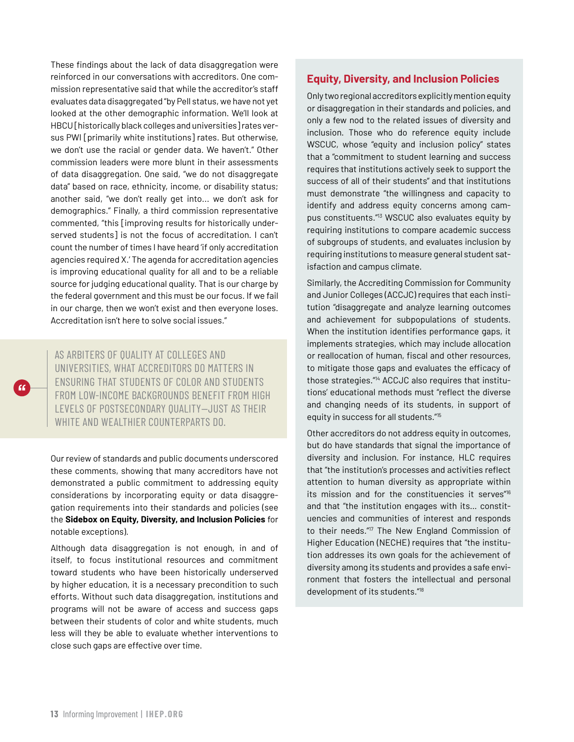These findings about the lack of data disaggregation were reinforced in our conversations with accreditors. One commission representative said that while the accreditor's staff evaluates data disaggregated "by Pell status, we have not yet looked at the other demographic information. We'll look at HBCU [historically black colleges and universities] rates versus PWI [primarily white institutions] rates. But otherwise, we don't use the racial or gender data. We haven't." Other commission leaders were more blunt in their assessments of data disaggregation. One said, "we do not disaggregate data" based on race, ethnicity, income, or disability status; another said, "we don't really get into... we don't ask for demographics." Finally, a third commission representative commented, "this [improving results for historically underserved students] is not the focus of accreditation. I can't count the number of times I have heard 'if only accreditation agencies required X.' The agenda for accreditation agencies is improving educational quality for all and to be a reliable source for judging educational quality. That is our charge by the federal government and this must be our focus. If we fail in our charge, then we won't exist and then everyone loses. Accreditation isn't here to solve social issues."

> AS ARBITERS OF QUALITY AT COLLEGES AND UNIVERSITIES, WHAT ACCREDITORS DO MATTERS IN ENSURING THAT STUDENTS OF COLOR AND STUDENTS FROM LOW-INCOME BACKGROUNDS BENEFIT FROM HIGH LEVELS OF POSTSECONDARY QUALITY—JUST AS THEIR WHITE AND WEALTHIER COUNTERPARTS DO.

Our review of standards and public documents underscored these comments, showing that many accreditors have not demonstrated a public commitment to addressing equity considerations by incorporating equity or data disaggregation requirements into their standards and policies (see the **Sidebox on Equity, Diversity, and Inclusion Policies** for notable exceptions).

Although data disaggregation is not enough, in and of itself, to focus institutional resources and commitment toward students who have been historically underserved by higher education, it is a necessary precondition to such efforts. Without such data disaggregation, institutions and programs will not be aware of access and success gaps between their students of color and white students, much less will they be able to evaluate whether interventions to close such gaps are effective over time.

## Equity, Diversity, and Inclusion Policies

Only two regional accreditors explicitly mention equity or disaggregation in their standards and policies, and only a few nod to the related issues of diversity and inclusion. Those who do reference equity include WSCUC, whose "equity and inclusion policy" states that a "commitment to student learning and success requires that institutions actively seek to support the success of all of their students" and that institutions must demonstrate "the willingness and capacity to identify and address equity concerns among campus constituents."[13] WSCUC also evaluates equity by requiring institutions to compare academic success of subgroups of students, and evaluates inclusion by requiring institutions to measure general student satisfaction and campus climate.

Similarly, the Accrediting Commission for Community and Junior Colleges (ACCJC) requires that each institution "disaggregate and analyze learning outcomes and achievement for subpopulations of students. When the institution identifies performance gaps, it implements strategies, which may include allocation or reallocation of human, fiscal and other resources, to mitigate those gaps and evaluates the efficacy of those strategies."[14] ACCJC also requires that institutions' educational methods must "reflect the diverse and changing needs of its students, in support of equity in success for all students."[15]

Other accreditors do not address equity in outcomes, but do have standards that signal the importance of diversity and inclusion. For instance, HLC requires that "the institution's processes and activities reflect attention to human diversity as appropriate within its mission and for the constituencies it serves"[16] and that "the institution engages with its... constituencies and communities of interest and responds to their needs."[17] The New England Commission of Higher Education (NECHE) requires that "the institution addresses its own goals for the achievement of diversity among its students and provides a safe environment that fosters the intellectual and personal development of its students."[18]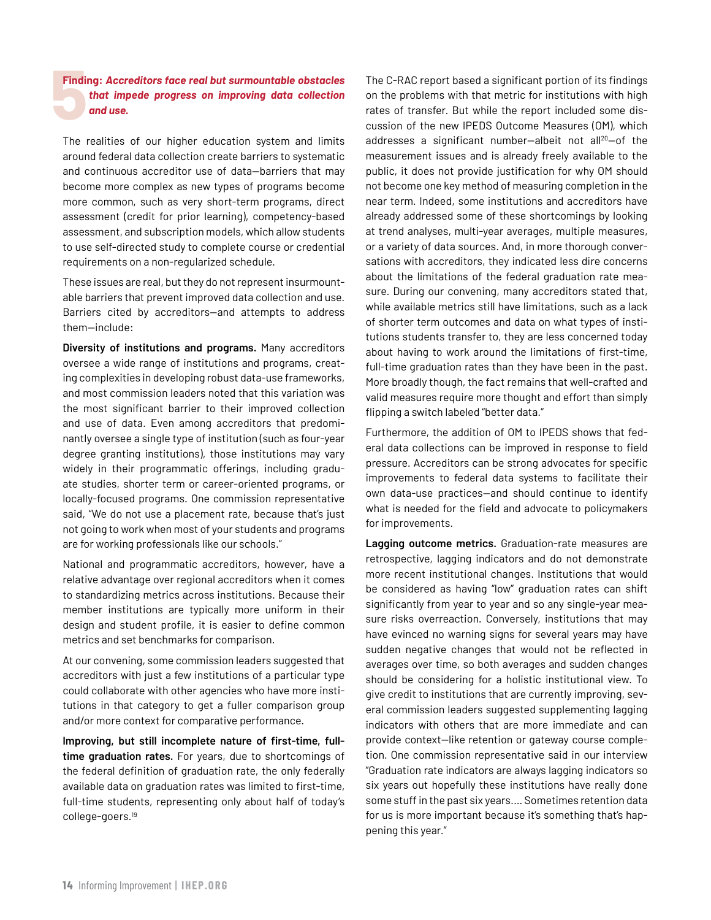**5 Finding: *Accreditors face real but surmountable obstacles that impede progress on improving data collection and use.***

The realities of our higher education system and limits around federal data collection create barriers to systematic and continuous accreditor use of data—barriers that may become more complex as new types of programs become more common, such as very short-term programs, direct assessment (credit for prior learning), competency-based assessment, and subscription models, which allow students to use self-directed study to complete course or credential requirements on a non-regularized schedule.

These issues are real, but they do not represent insurmountable barriers that prevent improved data collection and use. Barriers cited by accreditors—and attempts to address them—include:

**Diversity of institutions and programs.** Many accreditors oversee a wide range of institutions and programs, creating complexities in developing robust data-use frameworks, and most commission leaders noted that this variation was the most significant barrier to their improved collection and use of data. Even among accreditors that predominantly oversee a single type of institution (such as four-year degree granting institutions), those institutions may vary widely in their programmatic offerings, including graduate studies, shorter term or career-oriented programs, or locally-focused programs. One commission representative said, "We do not use a placement rate, because that's just not going to work when most of your students and programs are for working professionals like our schools."

National and programmatic accreditors, however, have a relative advantage over regional accreditors when it comes to standardizing metrics across institutions. Because their member institutions are typically more uniform in their design and student profile, it is easier to define common metrics and set benchmarks for comparison.

At our convening, some commission leaders suggested that accreditors with just a few institutions of a particular type could collaborate with other agencies who have more institutions in that category to get a fuller comparison group and/or more context for comparative performance.

**Improving, but still incomplete nature of first-time, full-time graduation rates.** For years, due to shortcomings of the federal definition of graduation rate, the only federally available data on graduation rates was limited to first-time, full-time students, representing only about half of today's college-goers.[19]

The C-RAC report based a significant portion of its findings on the problems with that metric for institutions with high rates of transfer. But while the report included some discussion of the new IPEDS Outcome Measures (OM), which addresses a significant number—albeit not all[20]—of the measurement issues and is already freely available to the public, it does not provide justification for why OM should not become one key method of measuring completion in the near term. Indeed, some institutions and accreditors have already addressed some of these shortcomings by looking at trend analyses, multi-year averages, multiple measures, or a variety of data sources. And, in more thorough conversations with accreditors, they indicated less dire concerns about the limitations of the federal graduation rate measure. During our convening, many accreditors stated that, while available metrics still have limitations, such as a lack of shorter term outcomes and data on what types of institutions students transfer to, they are less concerned today about having to work around the limitations of first-time, full-time graduation rates than they have been in the past. More broadly though, the fact remains that well-crafted and valid measures require more thought and effort than simply flipping a switch labeled "better data."

Furthermore, the addition of OM to IPEDS shows that federal data collections can be improved in response to field pressure. Accreditors can be strong advocates for specific improvements to federal data systems to facilitate their own data-use practices—and should continue to identify what is needed for the field and advocate to policymakers for improvements.

**Lagging outcome metrics.** Graduation-rate measures are retrospective, lagging indicators and do not demonstrate more recent institutional changes. Institutions that would be considered as having "low" graduation rates can shift significantly from year to year and so any single-year measure risks overreaction. Conversely, institutions that may have evinced no warning signs for several years may have sudden negative changes that would not be reflected in averages over time, so both averages and sudden changes should be considering for a holistic institutional view. To give credit to institutions that are currently improving, several commission leaders suggested supplementing lagging indicators with others that are more immediate and can provide context—like retention or gateway course completion. One commission representative said in our interview "Graduation rate indicators are always lagging indicators so six years out hopefully these institutions have really done some stuff in the past six years.... Sometimes retention data for us is more important because it's something that's happening this year."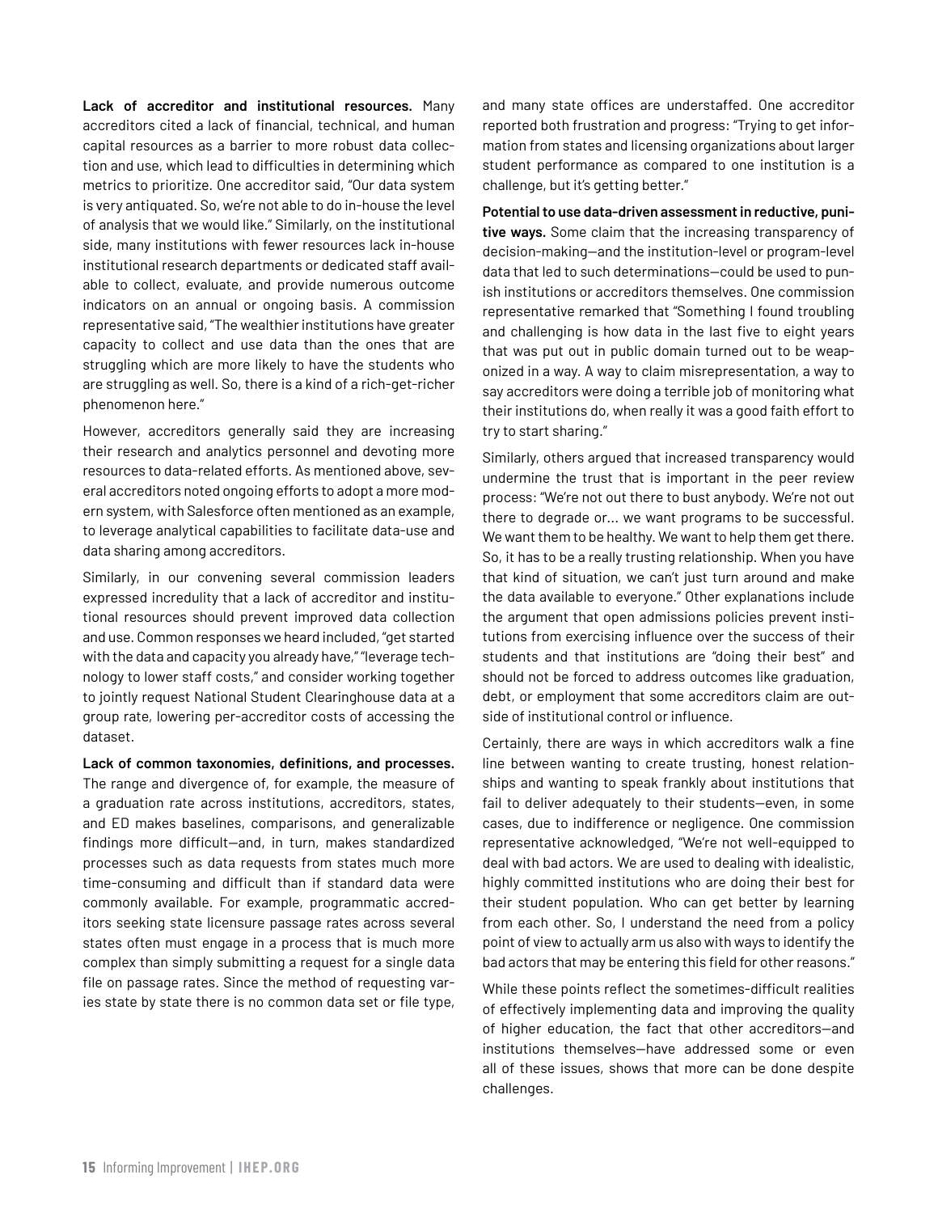**Lack of accreditor and institutional resources.** Many accreditors cited a lack of financial, technical, and human capital resources as a barrier to more robust data collection and use, which lead to difficulties in determining which metrics to prioritize. One accreditor said, "Our data system is very antiquated. So, we're not able to do in-house the level of analysis that we would like." Similarly, on the institutional side, many institutions with fewer resources lack in-house institutional research departments or dedicated staff available to collect, evaluate, and provide numerous outcome indicators on an annual or ongoing basis. A commission representative said, "The wealthier institutions have greater capacity to collect and use data than the ones that are struggling which are more likely to have the students who are struggling as well. So, there is a kind of a rich-get-richer phenomenon here."

However, accreditors generally said they are increasing their research and analytics personnel and devoting more resources to data-related efforts. As mentioned above, several accreditors noted ongoing efforts to adopt a more modern system, with Salesforce often mentioned as an example, to leverage analytical capabilities to facilitate data-use and data sharing among accreditors.

Similarly, in our convening several commission leaders expressed incredulity that a lack of accreditor and institutional resources should prevent improved data collection and use. Common responses we heard included, "get started with the data and capacity you already have," "leverage technology to lower staff costs," and consider working together to jointly request National Student Clearinghouse data at a group rate, lowering per-accreditor costs of accessing the dataset.

**Lack of common taxonomies, definitions, and processes.** The range and divergence of, for example, the measure of a graduation rate across institutions, accreditors, states, and ED makes baselines, comparisons, and generalizable findings more difficult—and, in turn, makes standardized processes such as data requests from states much more time-consuming and difficult than if standard data were commonly available. For example, programmatic accreditors seeking state licensure passage rates across several states often must engage in a process that is much more complex than simply submitting a request for a single data file on passage rates. Since the method of requesting varies state by state there is no common data set or file type, and many state offices are understaffed. One accreditor reported both frustration and progress: "Trying to get information from states and licensing organizations about larger student performance as compared to one institution is a challenge, but it's getting better."

**Potential to use data-driven assessment in reductive, punitive ways.** Some claim that the increasing transparency of decision-making—and the institution-level or program-level data that led to such determinations—could be used to punish institutions or accreditors themselves. One commission representative remarked that "Something I found troubling and challenging is how data in the last five to eight years that was put out in public domain turned out to be weaponized in a way. A way to claim misrepresentation, a way to say accreditors were doing a terrible job of monitoring what their institutions do, when really it was a good faith effort to try to start sharing."

Similarly, others argued that increased transparency would undermine the trust that is important in the peer review process: "We're not out there to bust anybody. We're not out there to degrade or... we want programs to be successful. We want them to be healthy. We want to help them get there. So, it has to be a really trusting relationship. When you have that kind of situation, we can't just turn around and make the data available to everyone." Other explanations include the argument that open admissions policies prevent institutions from exercising influence over the success of their students and that institutions are "doing their best" and should not be forced to address outcomes like graduation, debt, or employment that some accreditors claim are outside of institutional control or influence.

Certainly, there are ways in which accreditors walk a fine line between wanting to create trusting, honest relationships and wanting to speak frankly about institutions that fail to deliver adequately to their students—even, in some cases, due to indifference or negligence. One commission representative acknowledged, "We're not well-equipped to deal with bad actors. We are used to dealing with idealistic, highly committed institutions who are doing their best for their student population. Who can get better by learning from each other. So, I understand the need from a policy point of view to actually arm us also with ways to identify the bad actors that may be entering this field for other reasons."

While these points reflect the sometimes-difficult realities of effectively implementing data and improving the quality of higher education, the fact that other accreditors—and institutions themselves—have addressed some or even all of these issues, shows that more can be done despite challenges.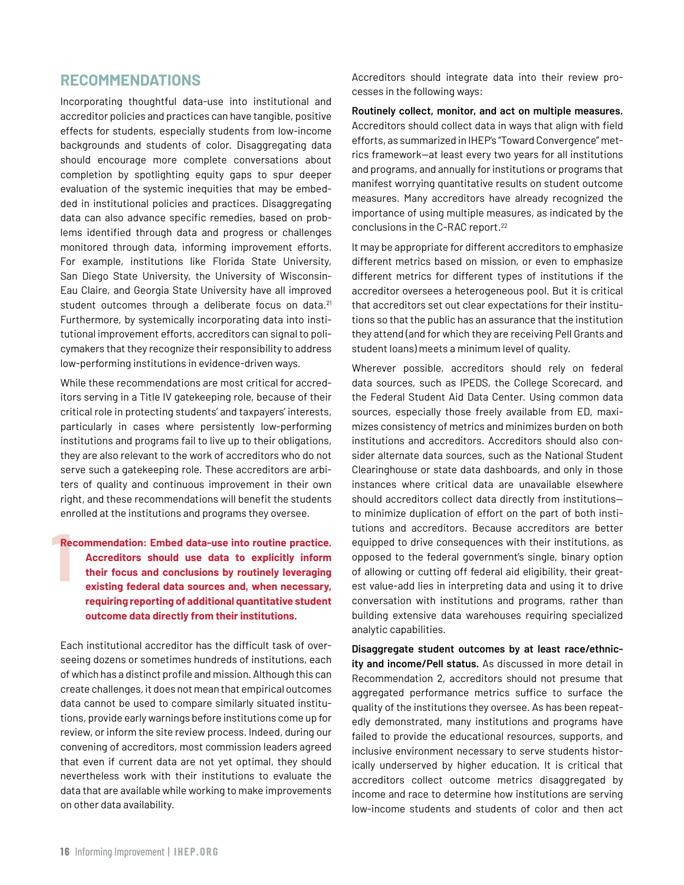## RECOMMENDATIONS

Incorporating thoughtful data-use into institutional and accreditor policies and practices can have tangible, positive effects for students, especially students from low-income backgrounds and students of color. Disaggregating data should encourage more complete conversations about completion by spotlighting equity gaps to spur deeper evaluation of the systemic inequities that may be embedded in institutional policies and practices. Disaggregating data can also advance specific remedies, based on problems identified through data and progress or challenges monitored through data, informing improvement efforts. For example, institutions like Florida State University, San Diego State University, the University of Wisconsin-Eau Claire, and Georgia State University have all improved student outcomes through a deliberate focus on data.[21] Furthermore, by systemically incorporating data into institutional improvement efforts, accreditors can signal to policymakers that they recognize their responsibility to address low-performing institutions in evidence-driven ways.

While these recommendations are most critical for accreditors serving in a Title IV gatekeeping role, because of their critical role in protecting students' and taxpayers' interests, particularly in cases where persistently low-performing institutions and programs fail to live up to their obligations, they are also relevant to the work of accreditors who do not serve such a gatekeeping role. These accreditors are arbiters of quality and continuous improvement in their own right, and these recommendations will benefit the students enrolled at the institutions and programs they oversee.

**1 Recommendation: Embed data-use into routine practice. Accreditors should use data to explicitly inform their focus and conclusions by routinely leveraging existing federal data sources and, when necessary, requiring reporting of additional quantitative student outcome data directly from their institutions.**

Each institutional accreditor has the difficult task of overseeing dozens or sometimes hundreds of institutions, each of which has a distinct profile and mission. Although this can create challenges, it does not mean that empirical outcomes data cannot be used to compare similarly situated institutions, provide early warnings before institutions come up for review, or inform the site review process. Indeed, during our convening of accreditors, most commission leaders agreed that even if current data are not yet optimal, they should nevertheless work with their institutions to evaluate the data that are available while working to make improvements on other data availability.

Accreditors should integrate data into their review processes in the following ways:

**Routinely collect, monitor, and act on multiple measures.** Accreditors should collect data in ways that align with field efforts, as summarized in IHEP's "Toward Convergence" metrics framework—at least every two years for all institutions and programs, and annually for institutions or programs that manifest worrying quantitative results on student outcome measures. Many accreditors have already recognized the importance of using multiple measures, as indicated by the conclusions in the C-RAC report.[22]

It may be appropriate for different accreditors to emphasize different metrics based on mission, or even to emphasize different metrics for different types of institutions if the accreditor oversees a heterogeneous pool. But it is critical that accreditors set out clear expectations for their institutions so that the public has an assurance that the institution they attend (and for which they are receiving Pell Grants and student loans) meets a minimum level of quality.

Wherever possible, accreditors should rely on federal data sources, such as IPEDS, the College Scorecard, and the Federal Student Aid Data Center. Using common data sources, especially those freely available from ED, maximizes consistency of metrics and minimizes burden on both institutions and accreditors. Accreditors should also consider alternate data sources, such as the National Student Clearinghouse or state data dashboards, and only in those instances where critical data are unavailable elsewhere should accreditors collect data directly from institutions—to minimize duplication of effort on the part of both institutions and accreditors. Because accreditors are better equipped to drive consequences with their institutions, as opposed to the federal government's single, binary option of allowing or cutting off federal aid eligibility, their greatest value-add lies in interpreting data and using it to drive conversation with institutions and programs, rather than building extensive data warehouses requiring specialized analytic capabilities.

**Disaggregate student outcomes by at least race/ethnicity and income/Pell status.** As discussed in more detail in Recommendation 2, accreditors should not presume that aggregated performance metrics suffice to surface the quality of the institutions they oversee. As has been repeatedly demonstrated, many institutions and programs have failed to provide the educational resources, supports, and inclusive environment necessary to serve students historically underserved by higher education. It is critical that accreditors collect outcome metrics disaggregated by income and race to determine how institutions are serving low-income students and students of color and then act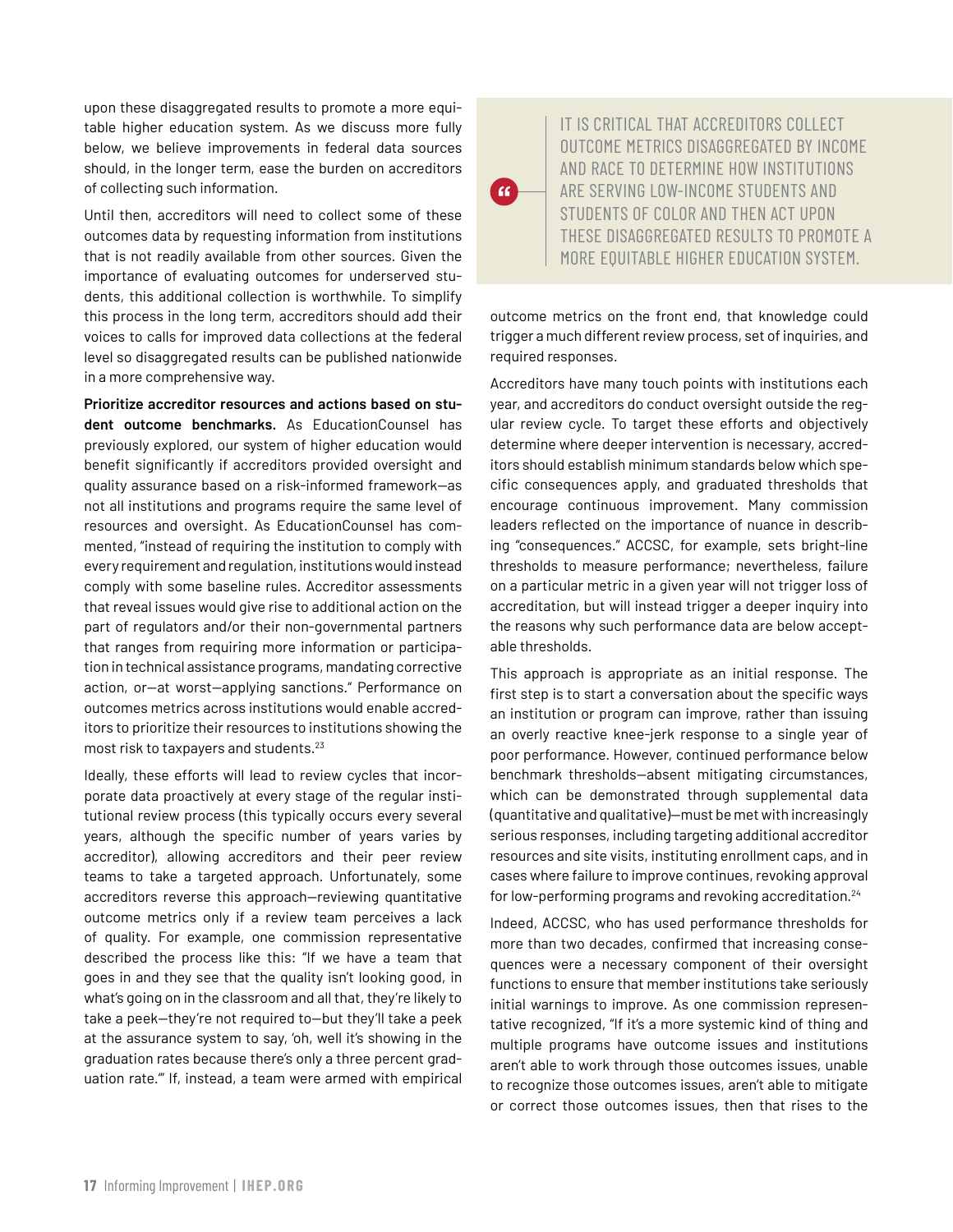upon these disaggregated results to promote a more equitable higher education system. As we discuss more fully below, we believe improvements in federal data sources should, in the longer term, ease the burden on accreditors of collecting such information.

Until then, accreditors will need to collect some of these outcomes data by requesting information from institutions that is not readily available from other sources. Given the importance of evaluating outcomes for underserved students, this additional collection is worthwhile. To simplify this process in the long term, accreditors should add their voices to calls for improved data collections at the federal level so disaggregated results can be published nationwide in a more comprehensive way.

**Prioritize accreditor resources and actions based on student outcome benchmarks.** As EducationCounsel has previously explored, our system of higher education would benefit significantly if accreditors provided oversight and quality assurance based on a risk-informed framework—as not all institutions and programs require the same level of resources and oversight. As EducationCounsel has commented, "instead of requiring the institution to comply with every requirement and regulation, institutions would instead comply with some baseline rules. Accreditor assessments that reveal issues would give rise to additional action on the part of regulators and/or their non-governmental partners that ranges from requiring more information or participation in technical assistance programs, mandating corrective action, or—at worst—applying sanctions." Performance on outcomes metrics across institutions would enable accreditors to prioritize their resources to institutions showing the most risk to taxpayers and students.[23]

Ideally, these efforts will lead to review cycles that incorporate data proactively at every stage of the regular institutional review process (this typically occurs every several years, although the specific number of years varies by accreditor), allowing accreditors and their peer review teams to take a targeted approach. Unfortunately, some accreditors reverse this approach—reviewing quantitative outcome metrics only if a review team perceives a lack of quality. For example, one commission representative described the process like this: "If we have a team that goes in and they see that the quality isn't looking good, in what's going on in the classroom and all that, they're likely to take a peek—they're not required to—but they'll take a peek at the assurance system to say, 'oh, well it's showing in the graduation rates because there's only a three percent graduation rate.'" If, instead, a team were armed with empirical outcome metrics on the front end, that knowledge could trigger a much different review process, set of inquiries, and required responses.

> IT IS CRITICAL THAT ACCREDITORS COLLECT OUTCOME METRICS DISAGGREGATED BY INCOME AND RACE TO DETERMINE HOW INSTITUTIONS ARE SERVING LOW-INCOME STUDENTS AND STUDENTS OF COLOR AND THEN ACT UPON THESE DISAGGREGATED RESULTS TO PROMOTE A MORE EQUITABLE HIGHER EDUCATION SYSTEM.

Accreditors have many touch points with institutions each year, and accreditors do conduct oversight outside the regular review cycle. To target these efforts and objectively determine where deeper intervention is necessary, accreditors should establish minimum standards below which specific consequences apply, and graduated thresholds that encourage continuous improvement. Many commission leaders reflected on the importance of nuance in describing "consequences." ACCSC, for example, sets bright-line thresholds to measure performance; nevertheless, failure on a particular metric in a given year will not trigger loss of accreditation, but will instead trigger a deeper inquiry into the reasons why such performance data are below acceptable thresholds.

This approach is appropriate as an initial response. The first step is to start a conversation about the specific ways an institution or program can improve, rather than issuing an overly reactive knee-jerk response to a single year of poor performance. However, continued performance below benchmark thresholds—absent mitigating circumstances, which can be demonstrated through supplemental data (quantitative and qualitative)—must be met with increasingly serious responses, including targeting additional accreditor resources and site visits, instituting enrollment caps, and in cases where failure to improve continues, revoking approval for low-performing programs and revoking accreditation.[24]

Indeed, ACCSC, who has used performance thresholds for more than two decades, confirmed that increasing consequences were a necessary component of their oversight functions to ensure that member institutions take seriously initial warnings to improve. As one commission representative recognized, "If it's a more systemic kind of thing and multiple programs have outcome issues and institutions aren't able to work through those outcomes issues, unable to recognize those outcomes issues, aren't able to mitigate or correct those outcomes issues, then that rises to the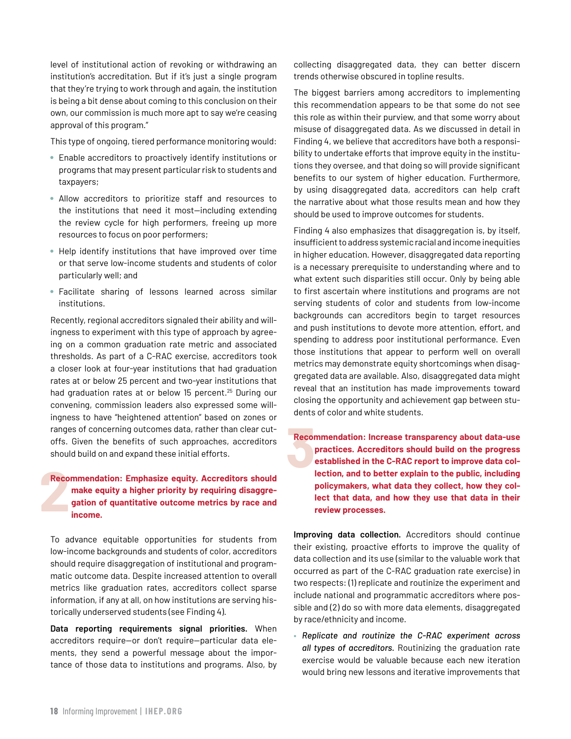level of institutional action of revoking or withdrawing an institution's accreditation. But if it's just a single program that they're trying to work through and again, the institution is being a bit dense about coming to this conclusion on their own, our commission is much more apt to say we're ceasing approval of this program."

This type of ongoing, tiered performance monitoring would:

- Enable accreditors to proactively identify institutions or programs that may present particular risk to students and taxpayers;
- Allow accreditors to prioritize staff and resources to the institutions that need it most—including extending the review cycle for high performers, freeing up more resources to focus on poor performers;
- Help identify institutions that have improved over time or that serve low-income students and students of color particularly well; and
- Facilitate sharing of lessons learned across similar institutions.

Recently, regional accreditors signaled their ability and willingness to experiment with this type of approach by agreeing on a common graduation rate metric and associated thresholds. As part of a C-RAC exercise, accreditors took a closer look at four-year institutions that had graduation rates at or below 25 percent and two-year institutions that had graduation rates at or below 15 percent.[25] During our convening, commission leaders also expressed some willingness to have "heightened attention" based on zones or ranges of concerning outcomes data, rather than clear cutoffs. Given the benefits of such approaches, accreditors should build on and expand these initial efforts.

## 2 Recommendation: Emphasize equity. Accreditors should make equity a higher priority by requiring disaggregation of quantitative outcome metrics by race and income.

To advance equitable opportunities for students from low-income backgrounds and students of color, accreditors should require disaggregation of institutional and programmatic outcome data. Despite increased attention to overall metrics like graduation rates, accreditors collect sparse information, if any at all, on how institutions are serving historically underserved students (see Finding 4).

**Data reporting requirements signal priorities.** When accreditors require—or don't require—particular data elements, they send a powerful message about the importance of those data to institutions and programs. Also, by collecting disaggregated data, they can better discern trends otherwise obscured in topline results.

The biggest barriers among accreditors to implementing this recommendation appears to be that some do not see this role as within their purview, and that some worry about misuse of disaggregated data. As we discussed in detail in Finding 4, we believe that accreditors have both a responsibility to undertake efforts that improve equity in the institutions they oversee, and that doing so will provide significant benefits to our system of higher education. Furthermore, by using disaggregated data, accreditors can help craft the narrative about what those results mean and how they should be used to improve outcomes for students.

Finding 4 also emphasizes that disaggregation is, by itself, insufficient to address systemic racial and income inequities in higher education. However, disaggregated data reporting is a necessary prerequisite to understanding where and to what extent such disparities still occur. Only by being able to first ascertain where institutions and programs are not serving students of color and students from low-income backgrounds can accreditors begin to target resources and push institutions to devote more attention, effort, and spending to address poor institutional performance. Even those institutions that appear to perform well on overall metrics may demonstrate equity shortcomings when disaggregated data are available. Also, disaggregated data might reveal that an institution has made improvements toward closing the opportunity and achievement gap between students of color and white students.

## 3 Recommendation: Increase transparency about data-use practices. Accreditors should build on the progress established in the C-RAC report to improve data collection, and to better explain to the public, including policymakers, what data they collect, how they collect that data, and how they use that data in their review processes.

**Improving data collection.** Accreditors should continue their existing, proactive efforts to improve the quality of data collection and its use (similar to the valuable work that occurred as part of the C-RAC graduation rate exercise) in two respects: (1) replicate and routinize the experiment and include national and programmatic accreditors where possible and (2) do so with more data elements, disaggregated by race/ethnicity and income.

- *Replicate and routinize the C-RAC experiment across all types of accreditors.* Routinizing the graduation rate exercise would be valuable because each new iteration would bring new lessons and iterative improvements that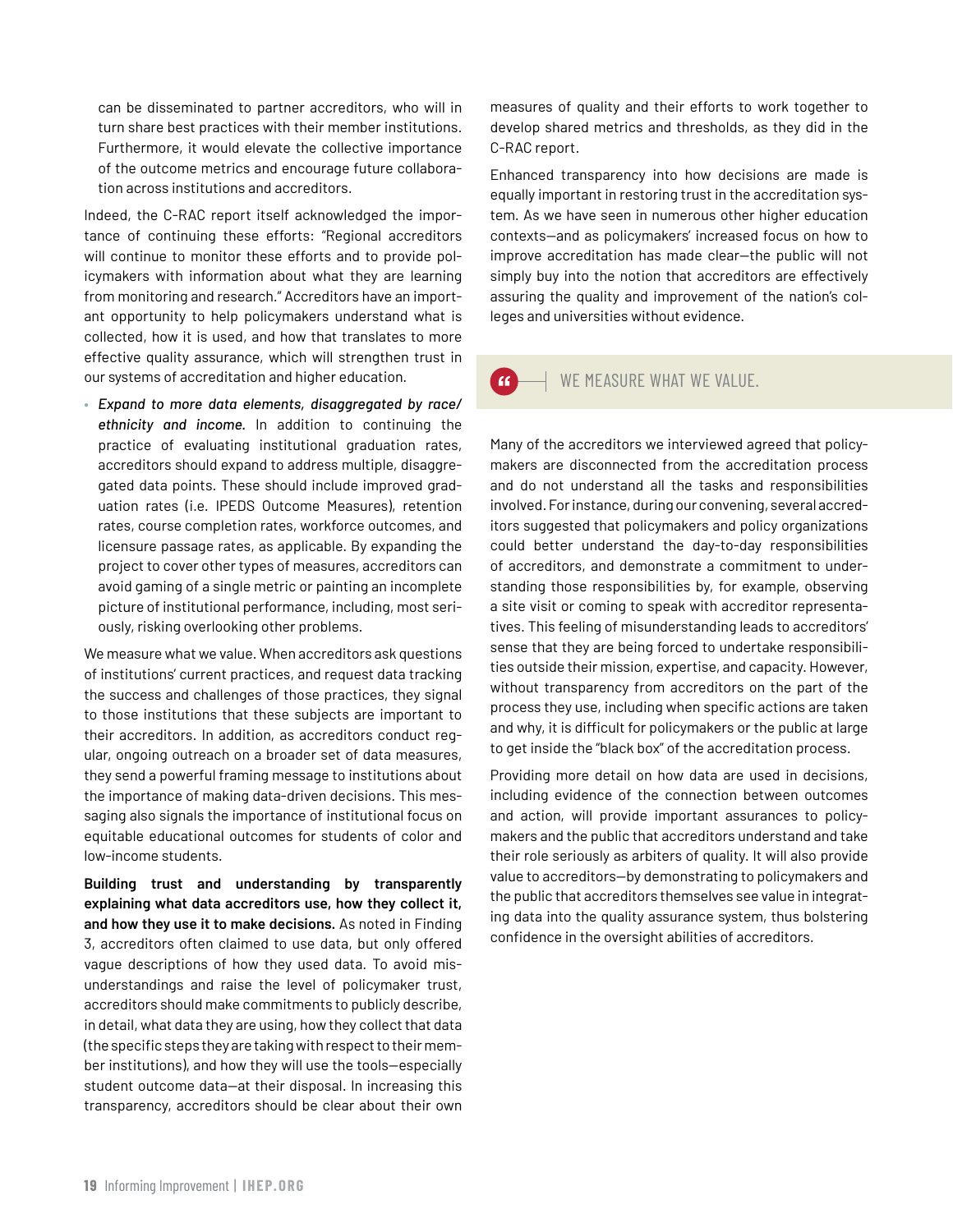can be disseminated to partner accreditors, who will in turn share best practices with their member institutions. Furthermore, it would elevate the collective importance of the outcome metrics and encourage future collaboration across institutions and accreditors.

Indeed, the C-RAC report itself acknowledged the importance of continuing these efforts: "Regional accreditors will continue to monitor these efforts and to provide policymakers with information about what they are learning from monitoring and research." Accreditors have an important opportunity to help policymakers understand what is collected, how it is used, and how that translates to more effective quality assurance, which will strengthen trust in our systems of accreditation and higher education.

- *Expand to more data elements, disaggregated by race/ethnicity and income.* In addition to continuing the practice of evaluating institutional graduation rates, accreditors should expand to address multiple, disaggregated data points. These should include improved graduation rates (i.e. IPEDS Outcome Measures), retention rates, course completion rates, workforce outcomes, and licensure passage rates, as applicable. By expanding the project to cover other types of measures, accreditors can avoid gaming of a single metric or painting an incomplete picture of institutional performance, including, most seriously, risking overlooking other problems.

We measure what we value. When accreditors ask questions of institutions' current practices, and request data tracking the success and challenges of those practices, they signal to those institutions that these subjects are important to their accreditors. In addition, as accreditors conduct regular, ongoing outreach on a broader set of data measures, they send a powerful framing message to institutions about the importance of making data-driven decisions. This messaging also signals the importance of institutional focus on equitable educational outcomes for students of color and low-income students.

**Building trust and understanding by transparently explaining what data accreditors use, how they collect it, and how they use it to make decisions.** As noted in Finding 3, accreditors often claimed to use data, but only offered vague descriptions of how they used data. To avoid misunderstandings and raise the level of policymaker trust, accreditors should make commitments to publicly describe, in detail, what data they are using, how they collect that data (the specific steps they are taking with respect to their member institutions), and how they will use the tools—especially student outcome data—at their disposal. In increasing this transparency, accreditors should be clear about their own measures of quality and their efforts to work together to develop shared metrics and thresholds, as they did in the C-RAC report.

Enhanced transparency into how decisions are made is equally important in restoring trust in the accreditation system. As we have seen in numerous other higher education contexts—and as policymakers' increased focus on how to improve accreditation has made clear—the public will not simply buy into the notion that accreditors are effectively assuring the quality and improvement of the nation's colleges and universities without evidence.

> WE MEASURE WHAT WE VALUE.

Many of the accreditors we interviewed agreed that policymakers are disconnected from the accreditation process and do not understand all the tasks and responsibilities involved. For instance, during our convening, several accreditors suggested that policymakers and policy organizations could better understand the day-to-day responsibilities of accreditors, and demonstrate a commitment to understanding those responsibilities by, for example, observing a site visit or coming to speak with accreditor representatives. This feeling of misunderstanding leads to accreditors' sense that they are being forced to undertake responsibilities outside their mission, expertise, and capacity. However, without transparency from accreditors on the part of the process they use, including when specific actions are taken and why, it is difficult for policymakers or the public at large to get inside the "black box" of the accreditation process.

Providing more detail on how data are used in decisions, including evidence of the connection between outcomes and action, will provide important assurances to policymakers and the public that accreditors understand and take their role seriously as arbiters of quality. It will also provide value to accreditors—by demonstrating to policymakers and the public that accreditors themselves see value in integrating data into the quality assurance system, thus bolstering confidence in the oversight abilities of accreditors.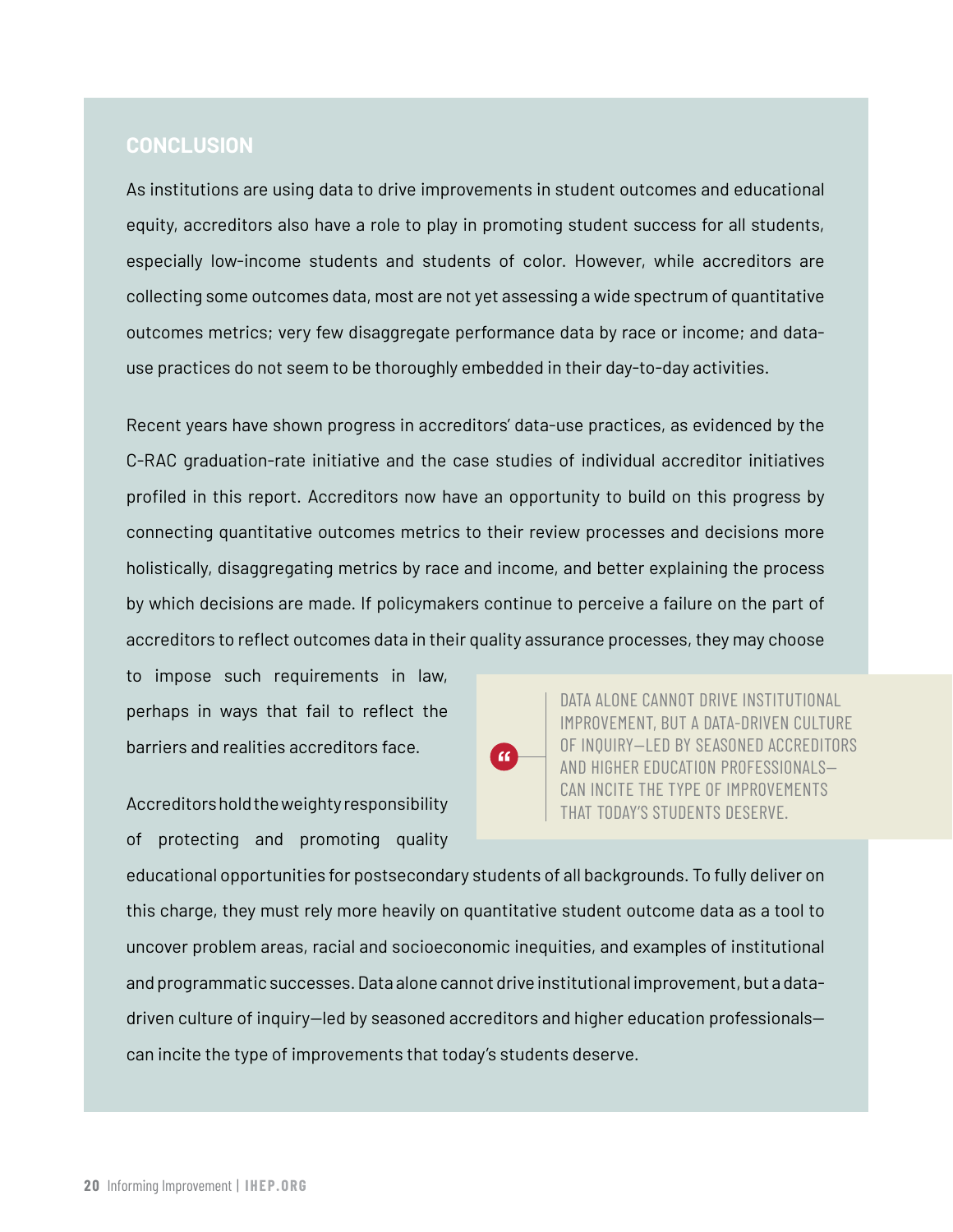## CONCLUSION

As institutions are using data to drive improvements in student outcomes and educational equity, accreditors also have a role to play in promoting student success for all students, especially low-income students and students of color. However, while accreditors are collecting some outcomes data, most are not yet assessing a wide spectrum of quantitative outcomes metrics; very few disaggregate performance data by race or income; and data-use practices do not seem to be thoroughly embedded in their day-to-day activities.

Recent years have shown progress in accreditors' data-use practices, as evidenced by the C-RAC graduation-rate initiative and the case studies of individual accreditor initiatives profiled in this report. Accreditors now have an opportunity to build on this progress by connecting quantitative outcomes metrics to their review processes and decisions more holistically, disaggregating metrics by race and income, and better explaining the process by which decisions are made. If policymakers continue to perceive a failure on the part of accreditors to reflect outcomes data in their quality assurance processes, they may choose to impose such requirements in law, perhaps in ways that fail to reflect the barriers and realities accreditors face.

> DATA ALONE CANNOT DRIVE INSTITUTIONAL IMPROVEMENT, BUT A DATA-DRIVEN CULTURE OF INQUIRY—LED BY SEASONED ACCREDITORS AND HIGHER EDUCATION PROFESSIONALS—CAN INCITE THE TYPE OF IMPROVEMENTS THAT TODAY'S STUDENTS DESERVE.

Accreditors hold the weighty responsibility of protecting and promoting quality educational opportunities for postsecondary students of all backgrounds. To fully deliver on this charge, they must rely more heavily on quantitative student outcome data as a tool to uncover problem areas, racial and socioeconomic inequities, and examples of institutional and programmatic successes. Data alone cannot drive institutional improvement, but a data-driven culture of inquiry—led by seasoned accreditors and higher education professionals—can incite the type of improvements that today's students deserve.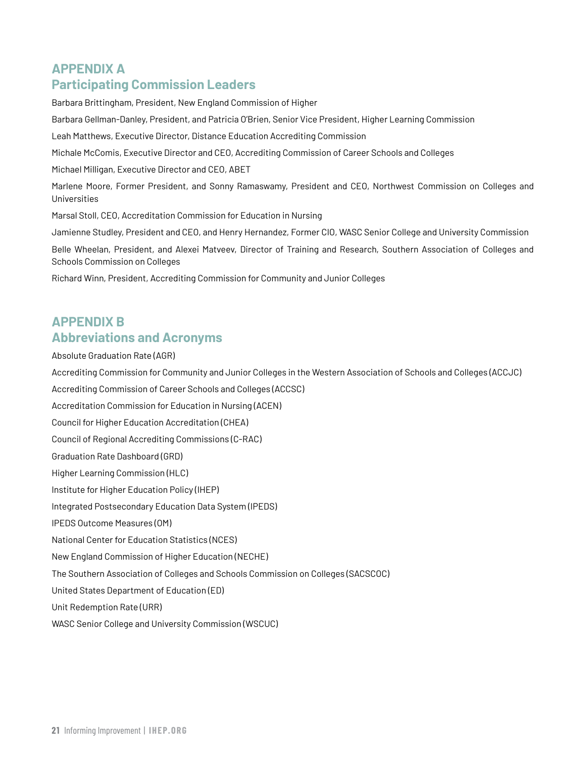## APPENDIX A
## Participating Commission Leaders

Barbara Brittingham, President, New England Commission of Higher

Barbara Gellman-Danley, President, and Patricia O'Brien, Senior Vice President, Higher Learning Commission

Leah Matthews, Executive Director, Distance Education Accrediting Commission

Michale McComis, Executive Director and CEO, Accrediting Commission of Career Schools and Colleges

Michael Milligan, Executive Director and CEO, ABET

Marlene Moore, Former President, and Sonny Ramaswamy, President and CEO, Northwest Commission on Colleges and Universities

Marsal Stoll, CEO, Accreditation Commission for Education in Nursing

Jamienne Studley, President and CEO, and Henry Hernandez, Former CIO, WASC Senior College and University Commission

Belle Wheelan, President, and Alexei Matveev, Director of Training and Research, Southern Association of Colleges and Schools Commission on Colleges

Richard Winn, President, Accrediting Commission for Community and Junior Colleges

## APPENDIX B
## Abbreviations and Acronyms

Absolute Graduation Rate (AGR)

Accrediting Commission for Community and Junior Colleges in the Western Association of Schools and Colleges (ACCJC)

Accrediting Commission of Career Schools and Colleges (ACCSC)

Accreditation Commission for Education in Nursing (ACEN)

Council for Higher Education Accreditation (CHEA)

Council of Regional Accrediting Commissions (C-RAC)

Graduation Rate Dashboard (GRD)

Higher Learning Commission (HLC)

Institute for Higher Education Policy (IHEP)

Integrated Postsecondary Education Data System (IPEDS)

IPEDS Outcome Measures (OM)

National Center for Education Statistics (NCES)

New England Commission of Higher Education (NECHE)

The Southern Association of Colleges and Schools Commission on Colleges (SACSCOC)

United States Department of Education (ED)

Unit Redemption Rate (URR)

WASC Senior College and University Commission (WSCUC)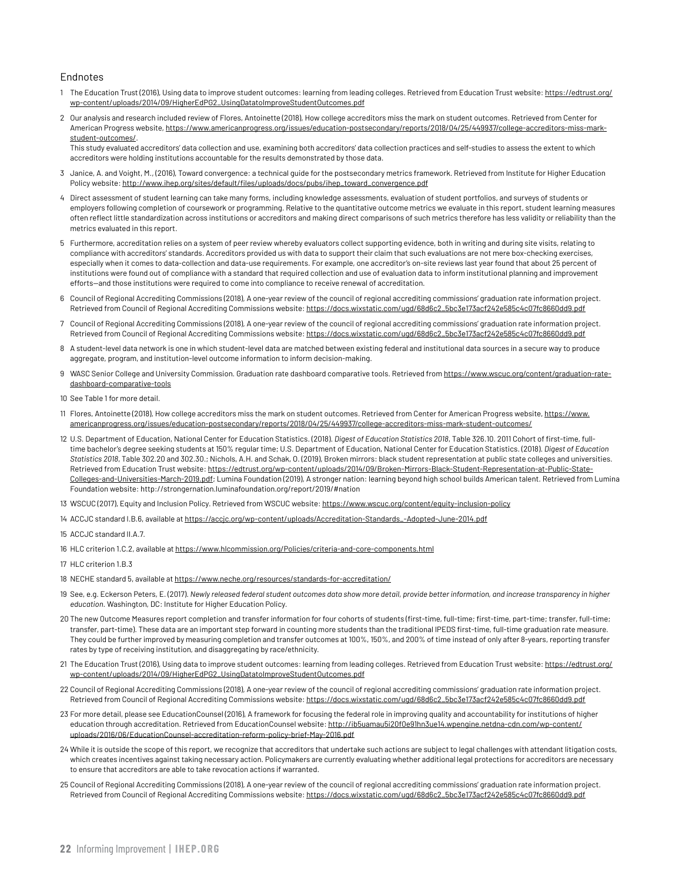## Endnotes

1. The Education Trust (2016), Using data to improve student outcomes: learning from leading colleges. Retrieved from Education Trust website: https://edtrust.org/wp-content/uploads/2014/09/HigherEdPG2_UsingDatatoImproveStudentOutcomes.pdf
2. Our analysis and research included review of Flores, Antoinette (2018), How college accreditors miss the mark on student outcomes. Retrieved from Center for American Progress website, https://www.americanprogress.org/issues/education-postsecondary/reports/2018/04/25/449937/college-accreditors-miss-mark-student-outcomes/.
   This study evaluated accreditors' data collection and use, examining both accreditors' data collection practices and self-studies to assess the extent to which accreditors were holding institutions accountable for the results demonstrated by those data.
3. Janice, A. and Voight, M., (2016), Toward convergence: a technical guide for the postsecondary metrics framework. Retrieved from Institute for Higher Education Policy website: http://www.ihep.org/sites/default/files/uploads/docs/pubs/ihep_toward_convergence.pdf
4. Direct assessment of student learning can take many forms, including knowledge assessments, evaluation of student portfolios, and surveys of students or employers following completion of coursework or programming. Relative to the quantitative outcome metrics we evaluate in this report, student learning measures often reflect little standardization across institutions or accreditors and making direct comparisons of such metrics therefore has less validity or reliability than the metrics evaluated in this report.
5. Furthermore, accreditation relies on a system of peer review whereby evaluators collect supporting evidence, both in writing and during site visits, relating to compliance with accreditors' standards. Accreditors provided us with data to support their claim that such evaluations are not mere box-checking exercises, especially when it comes to data-collection and data-use requirements. For example, one accreditor's on-site reviews last year found that about 25 percent of institutions were found out of compliance with a standard that required collection and use of evaluation data to inform institutional planning and improvement efforts—and those institutions were required to come into compliance to receive renewal of accreditation.
6. Council of Regional Accrediting Commissions (2018), A one-year review of the council of regional accrediting commissions' graduation rate information project. Retrieved from Council of Regional Accrediting Commissions website: https://docs.wixstatic.com/ugd/68d6c2_5bc3e173acf242e585c4c07fc8660dd9.pdf
7. Council of Regional Accrediting Commissions (2018), A one-year review of the council of regional accrediting commissions' graduation rate information project. Retrieved from Council of Regional Accrediting Commissions website: https://docs.wixstatic.com/ugd/68d6c2_5bc3e173acf242e585c4c07fc8660dd9.pdf
8. A student-level data network is one in which student-level data are matched between existing federal and institutional data sources in a secure way to produce aggregate, program, and institution-level outcome information to inform decision-making.
9. WASC Senior College and University Commission. Graduation rate dashboard comparative tools. Retrieved from https://www.wscuc.org/content/graduation-rate-dashboard-comparative-tools
10. See Table 1 for more detail.
11. Flores, Antoinette (2018), How college accreditors miss the mark on student outcomes. Retrieved from Center for American Progress website, https://www.americanprogress.org/issues/education-postsecondary/reports/2018/04/25/449937/college-accreditors-miss-mark-student-outcomes/
12. U.S. Department of Education, National Center for Education Statistics. (2018). *Digest of Education Statistics 2018*, Table 326.10. 2011 Cohort of first-time, full-time bachelor's degree seeking students at 150% regular time; U.S. Department of Education, National Center for Education Statistics. (2018). *Digest of Education Statistics 2018*, Table 302.20 and 302.30.; Nichols, A.H. and Schak, O. (2019), Broken mirrors: black student representation at public state colleges and universities. Retrieved from Education Trust website: https://edtrust.org/wp-content/uploads/2014/09/Broken-Mirrors-Black-Student-Representation-at-Public-State-Colleges-and-Universities-March-2019.pdf; Lumina Foundation (2019), A stronger nation: learning beyond high school builds American talent. Retrieved from Lumina Foundation website: http://strongernation.luminafoundation.org/report/2019/#nation
13. WSCUC (2017), Equity and Inclusion Policy. Retrieved from WSCUC website: https://www.wscuc.org/content/equity-inclusion-policy
14. ACCJC standard I.B.6, available at https://accjc.org/wp-content/uploads/Accreditation-Standards_-Adopted-June-2014.pdf
15. ACCJC standard II.A.7.
16. HLC criterion 1.C.2, available at https://www.hlcommission.org/Policies/criteria-and-core-components.html
17. HLC criterion 1.B.3
18. NECHE standard 5, available at https://www.neche.org/resources/standards-for-accreditation/
19. See, e.g. Eckerson Peters, E. (2017). *Newly released federal student outcomes data show more detail, provide better information, and increase transparency in higher education*. Washington, DC: Institute for Higher Education Policy.
20. The new Outcome Measures report completion and transfer information for four cohorts of students (first-time, full-time; first-time, part-time; transfer, full-time; transfer, part-time). These data are an important step forward in counting more students than the traditional IPEDS first-time, full-time graduation rate measure. They could be further improved by measuring completion and transfer outcomes at 100%, 150%, and 200% of time instead of only after 8-years, reporting transfer rates by type of receiving institution, and disaggregating by race/ethnicity.
21. The Education Trust (2016), Using data to improve student outcomes: learning from leading colleges. Retrieved from Education Trust website: https://edtrust.org/wp-content/uploads/2014/09/HigherEdPG2_UsingDatatoImproveStudentOutcomes.pdf
22. Council of Regional Accrediting Commissions (2018), A one-year review of the council of regional accrediting commissions' graduation rate information project. Retrieved from Council of Regional Accrediting Commissions website: https://docs.wixstatic.com/ugd/68d6c2_5bc3e173acf242e585c4c07fc8660dd9.pdf
23. For more detail, please see EducationCounsel (2016), A framework for focusing the federal role in improving quality and accountability for institutions of higher education through accreditation. Retrieved from EducationCounsel website: http://ib5uamau5i20f0e91hn3ue14.wpengine.netdna-cdn.com/wp-content/uploads/2016/06/EducationCounsel-accreditation-reform-policy-brief-May-2016.pdf
24. While it is outside the scope of this report, we recognize that accreditors that undertake such actions are subject to legal challenges with attendant litigation costs, which creates incentives against taking necessary action. Policymakers are currently evaluating whether additional legal protections for accreditors are necessary to ensure that accreditors are able to take revocation actions if warranted.
25. Council of Regional Accrediting Commissions (2018), A one-year review of the council of regional accrediting commissions' graduation rate information project. Retrieved from Council of Regional Accrediting Commissions website: https://docs.wixstatic.com/ugd/68d6c2_5bc3e173acf242e585c4c07fc8660dd9.pdf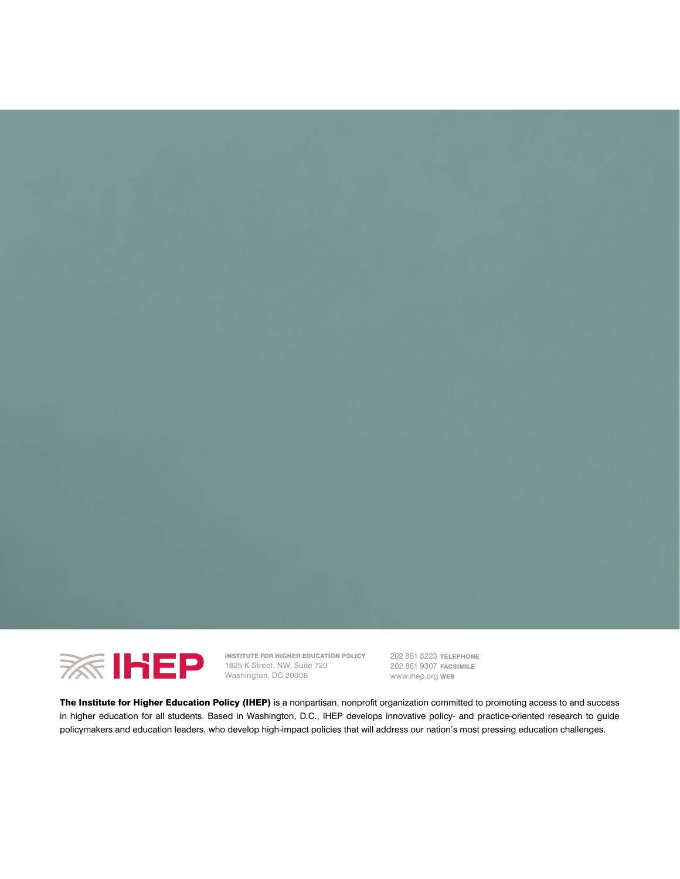IHEP

**INSTITUTE FOR HIGHER EDUCATION POLICY**
1825 K Street, NW, Suite 720
Washington, DC 20006

202 861 8223 **TELEPHONE**
202 861 9307 **FACSIMILE**
www.ihep.org **WEB**

**The Institute for Higher Education Policy (IHEP)** is a nonpartisan, nonprofit organization committed to promoting access to and success in higher education for all students. Based in Washington, D.C., IHEP develops innovative policy- and practice-oriented research to guide policymakers and education leaders, who develop high-impact policies that will address our nation's most pressing education challenges.